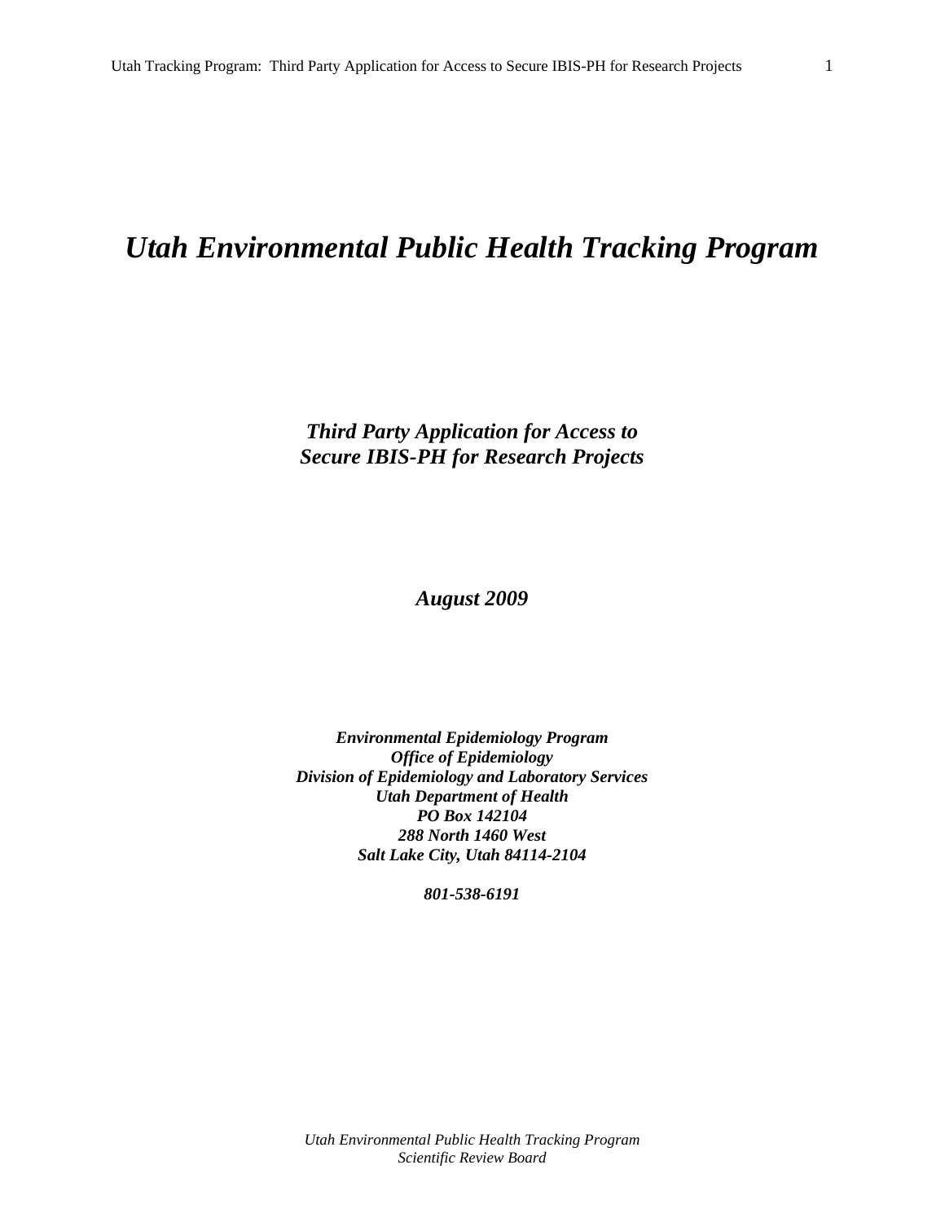# *Utah Environmental Public Health Tracking Program*

## *Third Party Application for Access to Secure IBIS-PH for Research Projects*

***August 2009***

***Environmental Epidemiology Program***
***Office of Epidemiology***
***Division of Epidemiology and Laboratory Services***
***Utah Department of Health***
***PO Box 142104***
***288 North 1460 West***
***Salt Lake City, Utah 84114-2104***

***801-538-6191***

*Utah Environmental Public Health Tracking Program*
*Scientific Review Board*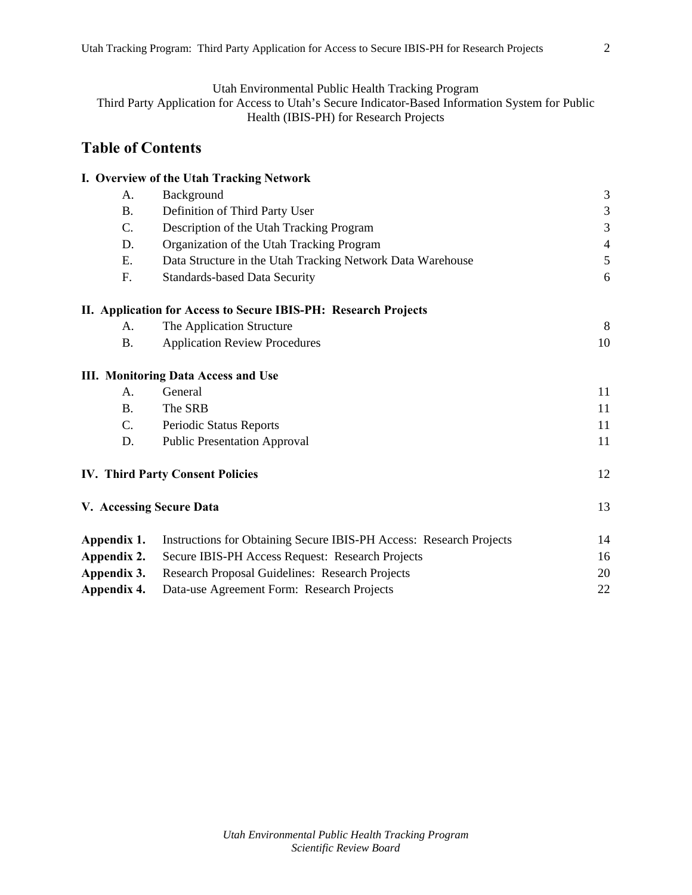Utah Environmental Public Health Tracking Program
Third Party Application for Access to Utah's Secure Indicator-Based Information System for Public Health (IBIS-PH) for Research Projects

# Table of Contents

| | | |
|---|---|---|
| **I. Overview of the Utah Tracking Network** | | |
| A. | Background | 3 |
| B. | Definition of Third Party User | 3 |
| C. | Description of the Utah Tracking Program | 3 |
| D. | Organization of the Utah Tracking Program | 4 |
| E. | Data Structure in the Utah Tracking Network Data Warehouse | 5 |
| F. | Standards-based Data Security | 6 |
| **II. Application for Access to Secure IBIS-PH: Research Projects** | | |
| A. | The Application Structure | 8 |
| B. | Application Review Procedures | 10 |
| **III. Monitoring Data Access and Use** | | |
| A. | General | 11 |
| B. | The SRB | 11 |
| C. | Periodic Status Reports | 11 |
| D. | Public Presentation Approval | 11 |
| **IV. Third Party Consent Policies** | | 12 |
| **V. Accessing Secure Data** | | 13 |
| **Appendix 1.** | Instructions for Obtaining Secure IBIS-PH Access: Research Projects | 14 |
| **Appendix 2.** | Secure IBIS-PH Access Request: Research Projects | 16 |
| **Appendix 3.** | Research Proposal Guidelines: Research Projects | 20 |
| **Appendix 4.** | Data-use Agreement Form: Research Projects | 22 |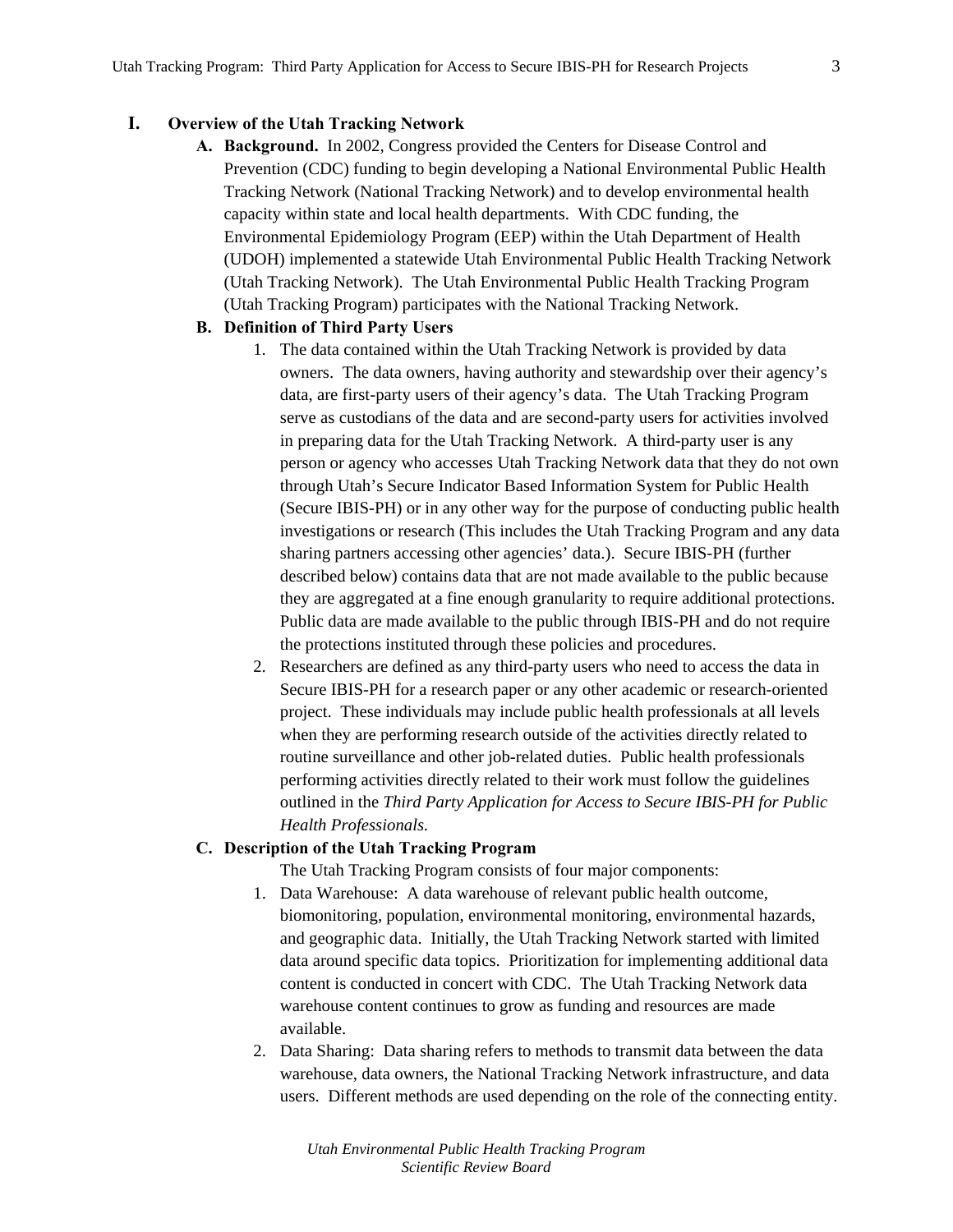# I. Overview of the Utah Tracking Network

**A. Background.** In 2002, Congress provided the Centers for Disease Control and Prevention (CDC) funding to begin developing a National Environmental Public Health Tracking Network (National Tracking Network) and to develop environmental health capacity within state and local health departments. With CDC funding, the Environmental Epidemiology Program (EEP) within the Utah Department of Health (UDOH) implemented a statewide Utah Environmental Public Health Tracking Network (Utah Tracking Network). The Utah Environmental Public Health Tracking Program (Utah Tracking Program) participates with the National Tracking Network.

**B. Definition of Third Party Users**

1. The data contained within the Utah Tracking Network is provided by data owners. The data owners, having authority and stewardship over their agency's data, are first-party users of their agency's data. The Utah Tracking Program serve as custodians of the data and are second-party users for activities involved in preparing data for the Utah Tracking Network. A third-party user is any person or agency who accesses Utah Tracking Network data that they do not own through Utah's Secure Indicator Based Information System for Public Health (Secure IBIS-PH) or in any other way for the purpose of conducting public health investigations or research (This includes the Utah Tracking Program and any data sharing partners accessing other agencies' data.). Secure IBIS-PH (further described below) contains data that are not made available to the public because they are aggregated at a fine enough granularity to require additional protections. Public data are made available to the public through IBIS-PH and do not require the protections instituted through these policies and procedures.
2. Researchers are defined as any third-party users who need to access the data in Secure IBIS-PH for a research paper or any other academic or research-oriented project. These individuals may include public health professionals at all levels when they are performing research outside of the activities directly related to routine surveillance and other job-related duties. Public health professionals performing activities directly related to their work must follow the guidelines outlined in the *Third Party Application for Access to Secure IBIS-PH for Public Health Professionals*.

**C. Description of the Utah Tracking Program**

The Utah Tracking Program consists of four major components:

1. Data Warehouse: A data warehouse of relevant public health outcome, biomonitoring, population, environmental monitoring, environmental hazards, and geographic data. Initially, the Utah Tracking Network started with limited data around specific data topics. Prioritization for implementing additional data content is conducted in concert with CDC. The Utah Tracking Network data warehouse content continues to grow as funding and resources are made available.
2. Data Sharing: Data sharing refers to methods to transmit data between the data warehouse, data owners, the National Tracking Network infrastructure, and data users. Different methods are used depending on the role of the connecting entity.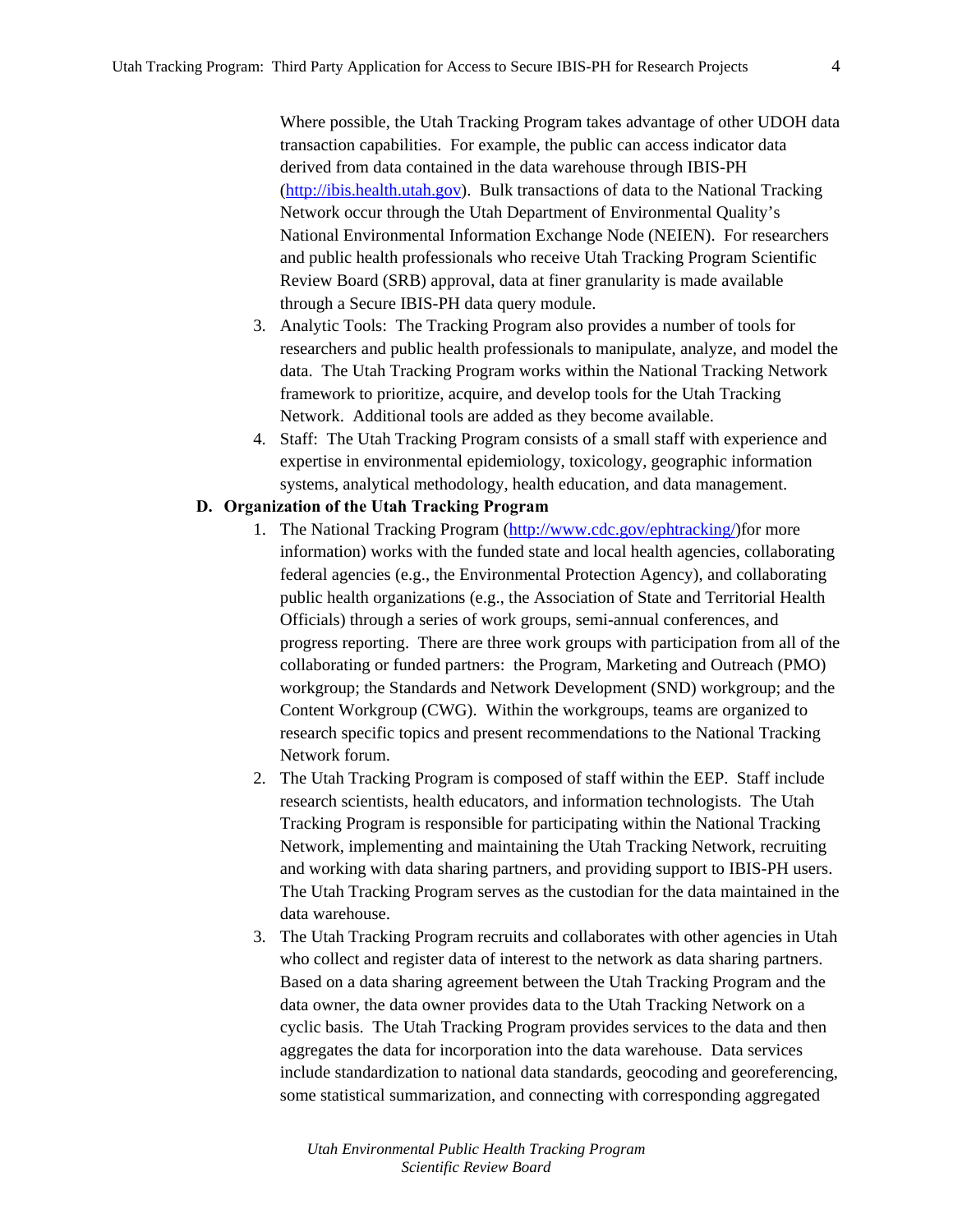Where possible, the Utah Tracking Program takes advantage of other UDOH data transaction capabilities. For example, the public can access indicator data derived from data contained in the data warehouse through IBIS-PH (http://ibis.health.utah.gov). Bulk transactions of data to the National Tracking Network occur through the Utah Department of Environmental Quality's National Environmental Information Exchange Node (NEIEN). For researchers and public health professionals who receive Utah Tracking Program Scientific Review Board (SRB) approval, data at finer granularity is made available through a Secure IBIS-PH data query module.

3. Analytic Tools: The Tracking Program also provides a number of tools for researchers and public health professionals to manipulate, analyze, and model the data. The Utah Tracking Program works within the National Tracking Network framework to prioritize, acquire, and develop tools for the Utah Tracking Network. Additional tools are added as they become available.
4. Staff: The Utah Tracking Program consists of a small staff with experience and expertise in environmental epidemiology, toxicology, geographic information systems, analytical methodology, health education, and data management.

**D. Organization of the Utah Tracking Program**

1. The National Tracking Program (http://www.cdc.gov/ephtracking/)for more information) works with the funded state and local health agencies, collaborating federal agencies (e.g., the Environmental Protection Agency), and collaborating public health organizations (e.g., the Association of State and Territorial Health Officials) through a series of work groups, semi-annual conferences, and progress reporting. There are three work groups with participation from all of the collaborating or funded partners: the Program, Marketing and Outreach (PMO) workgroup; the Standards and Network Development (SND) workgroup; and the Content Workgroup (CWG). Within the workgroups, teams are organized to research specific topics and present recommendations to the National Tracking Network forum.
2. The Utah Tracking Program is composed of staff within the EEP. Staff include research scientists, health educators, and information technologists. The Utah Tracking Program is responsible for participating within the National Tracking Network, implementing and maintaining the Utah Tracking Network, recruiting and working with data sharing partners, and providing support to IBIS-PH users. The Utah Tracking Program serves as the custodian for the data maintained in the data warehouse.
3. The Utah Tracking Program recruits and collaborates with other agencies in Utah who collect and register data of interest to the network as data sharing partners. Based on a data sharing agreement between the Utah Tracking Program and the data owner, the data owner provides data to the Utah Tracking Network on a cyclic basis. The Utah Tracking Program provides services to the data and then aggregates the data for incorporation into the data warehouse. Data services include standardization to national data standards, geocoding and georeferencing, some statistical summarization, and connecting with corresponding aggregated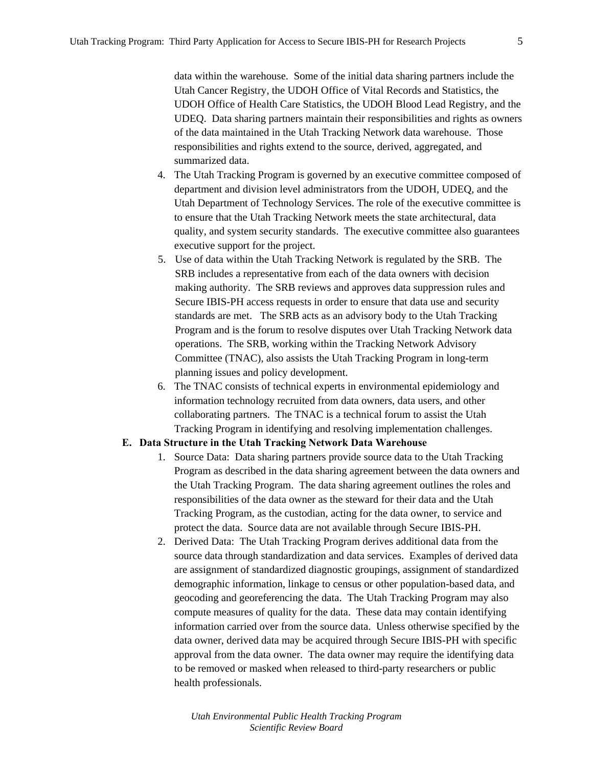data within the warehouse. Some of the initial data sharing partners include the Utah Cancer Registry, the UDOH Office of Vital Records and Statistics, the UDOH Office of Health Care Statistics, the UDOH Blood Lead Registry, and the UDEQ. Data sharing partners maintain their responsibilities and rights as owners of the data maintained in the Utah Tracking Network data warehouse. Those responsibilities and rights extend to the source, derived, aggregated, and summarized data.

4. The Utah Tracking Program is governed by an executive committee composed of department and division level administrators from the UDOH, UDEQ, and the Utah Department of Technology Services. The role of the executive committee is to ensure that the Utah Tracking Network meets the state architectural, data quality, and system security standards. The executive committee also guarantees executive support for the project.
5. Use of data within the Utah Tracking Network is regulated by the SRB. The SRB includes a representative from each of the data owners with decision making authority. The SRB reviews and approves data suppression rules and Secure IBIS-PH access requests in order to ensure that data use and security standards are met. The SRB acts as an advisory body to the Utah Tracking Program and is the forum to resolve disputes over Utah Tracking Network data operations. The SRB, working within the Tracking Network Advisory Committee (TNAC), also assists the Utah Tracking Program in long-term planning issues and policy development.
6. The TNAC consists of technical experts in environmental epidemiology and information technology recruited from data owners, data users, and other collaborating partners. The TNAC is a technical forum to assist the Utah Tracking Program in identifying and resolving implementation challenges.

**E. Data Structure in the Utah Tracking Network Data Warehouse**

1. Source Data: Data sharing partners provide source data to the Utah Tracking Program as described in the data sharing agreement between the data owners and the Utah Tracking Program. The data sharing agreement outlines the roles and responsibilities of the data owner as the steward for their data and the Utah Tracking Program, as the custodian, acting for the data owner, to service and protect the data. Source data are not available through Secure IBIS-PH.
2. Derived Data: The Utah Tracking Program derives additional data from the source data through standardization and data services. Examples of derived data are assignment of standardized diagnostic groupings, assignment of standardized demographic information, linkage to census or other population-based data, and geocoding and georeferencing the data. The Utah Tracking Program may also compute measures of quality for the data. These data may contain identifying information carried over from the source data. Unless otherwise specified by the data owner, derived data may be acquired through Secure IBIS-PH with specific approval from the data owner. The data owner may require the identifying data to be removed or masked when released to third-party researchers or public health professionals.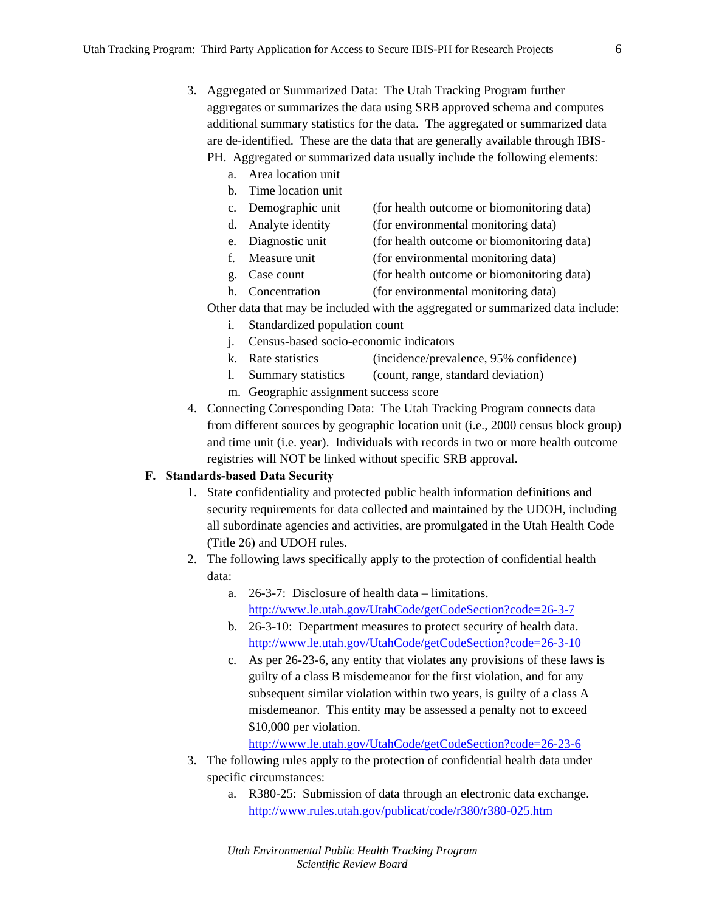3. Aggregated or Summarized Data: The Utah Tracking Program further aggregates or summarizes the data using SRB approved schema and computes additional summary statistics for the data. The aggregated or summarized data are de-identified. These are the data that are generally available through IBIS-PH. Aggregated or summarized data usually include the following elements:
    a. Area location unit
    b. Time location unit
    c. Demographic unit (for health outcome or biomonitoring data)
    d. Analyte identity (for environmental monitoring data)
    e. Diagnostic unit (for health outcome or biomonitoring data)
    f. Measure unit (for environmental monitoring data)
    g. Case count (for health outcome or biomonitoring data)
    h. Concentration (for environmental monitoring data)

    Other data that may be included with the aggregated or summarized data include:

    i. Standardized population count
    j. Census-based socio-economic indicators
    k. Rate statistics (incidence/prevalence, 95% confidence)
    l. Summary statistics (count, range, standard deviation)
    m. Geographic assignment success score
4. Connecting Corresponding Data: The Utah Tracking Program connects data from different sources by geographic location unit (i.e., 2000 census block group) and time unit (i.e. year). Individuals with records in two or more health outcome registries will NOT be linked without specific SRB approval.

**F. Standards-based Data Security**

1. State confidentiality and protected public health information definitions and security requirements for data collected and maintained by the UDOH, including all subordinate agencies and activities, are promulgated in the Utah Health Code (Title 26) and UDOH rules.
2. The following laws specifically apply to the protection of confidential health data:
    a. 26-3-7: Disclosure of health data – limitations. http://www.le.utah.gov/UtahCode/getCodeSection?code=26-3-7
    b. 26-3-10: Department measures to protect security of health data. http://www.le.utah.gov/UtahCode/getCodeSection?code=26-3-10
    c. As per 26-23-6, any entity that violates any provisions of these laws is guilty of a class B misdemeanor for the first violation, and for any subsequent similar violation within two years, is guilty of a class A misdemeanor. This entity may be assessed a penalty not to exceed $10,000 per violation. http://www.le.utah.gov/UtahCode/getCodeSection?code=26-23-6
3. The following rules apply to the protection of confidential health data under specific circumstances:
    a. R380-25: Submission of data through an electronic data exchange. http://www.rules.utah.gov/publicat/code/r380/r380-025.htm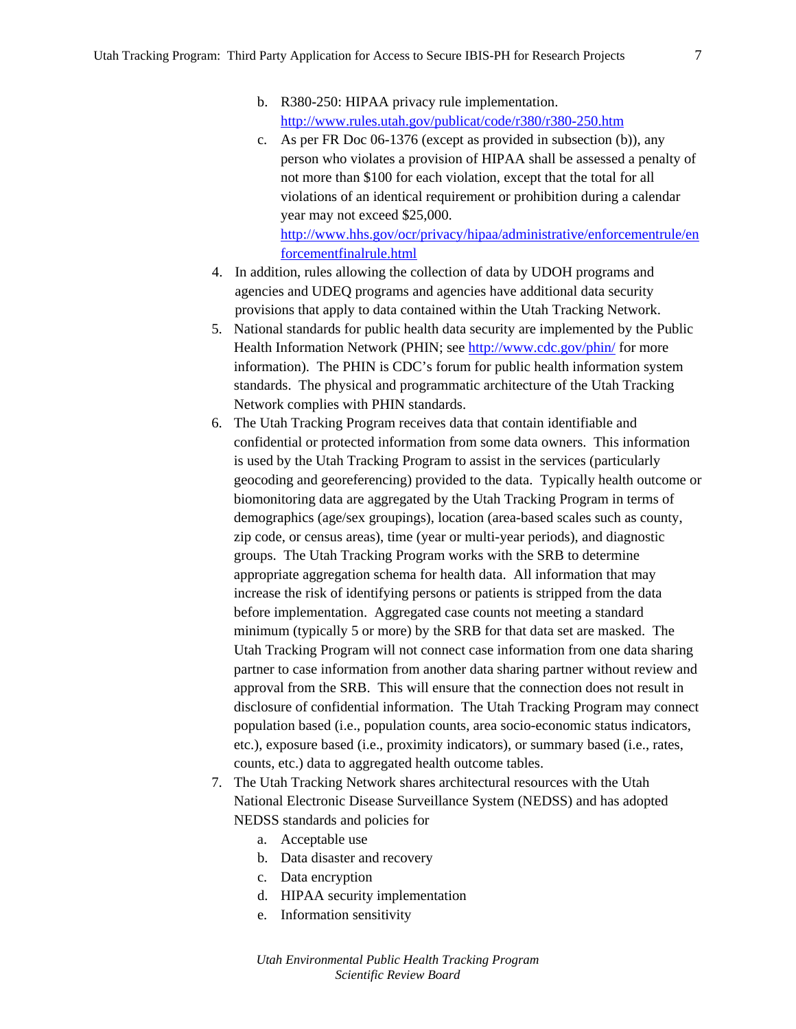b. R380-250: HIPAA privacy rule implementation. [http://www.rules.utah.gov/publicat/code/r380/r380-250.htm](http://www.rules.utah.gov/publicat/code/r380/r380-250.htm)
   c. As per FR Doc 06-1376 (except as provided in subsection (b)), any person who violates a provision of HIPAA shall be assessed a penalty of not more than $100 for each violation, except that the total for all violations of an identical requirement or prohibition during a calendar year may not exceed $25,000. [http://www.hhs.gov/ocr/privacy/hipaa/administrative/enforcementrule/enforcementfinalrule.html](http://www.hhs.gov/ocr/privacy/hipaa/administrative/enforcementrule/enforcementfinalrule.html)

4. In addition, rules allowing the collection of data by UDOH programs and agencies and UDEQ programs and agencies have additional data security provisions that apply to data contained within the Utah Tracking Network.
5. National standards for public health data security are implemented by the Public Health Information Network (PHIN; see [http://www.cdc.gov/phin/](http://www.cdc.gov/phin/) for more information). The PHIN is CDC's forum for public health information system standards. The physical and programmatic architecture of the Utah Tracking Network complies with PHIN standards.
6. The Utah Tracking Program receives data that contain identifiable and confidential or protected information from some data owners. This information is used by the Utah Tracking Program to assist in the services (particularly geocoding and georeferencing) provided to the data. Typically health outcome or biomonitoring data are aggregated by the Utah Tracking Program in terms of demographics (age/sex groupings), location (area-based scales such as county, zip code, or census areas), time (year or multi-year periods), and diagnostic groups. The Utah Tracking Program works with the SRB to determine appropriate aggregation schema for health data. All information that may increase the risk of identifying persons or patients is stripped from the data before implementation. Aggregated case counts not meeting a standard minimum (typically 5 or more) by the SRB for that data set are masked. The Utah Tracking Program will not connect case information from one data sharing partner to case information from another data sharing partner without review and approval from the SRB. This will ensure that the connection does not result in disclosure of confidential information. The Utah Tracking Program may connect population based (i.e., population counts, area socio-economic status indicators, etc.), exposure based (i.e., proximity indicators), or summary based (i.e., rates, counts, etc.) data to aggregated health outcome tables.
7. The Utah Tracking Network shares architectural resources with the Utah National Electronic Disease Surveillance System (NEDSS) and has adopted NEDSS standards and policies for
   a. Acceptable use
   b. Data disaster and recovery
   c. Data encryption
   d. HIPAA security implementation
   e. Information sensitivity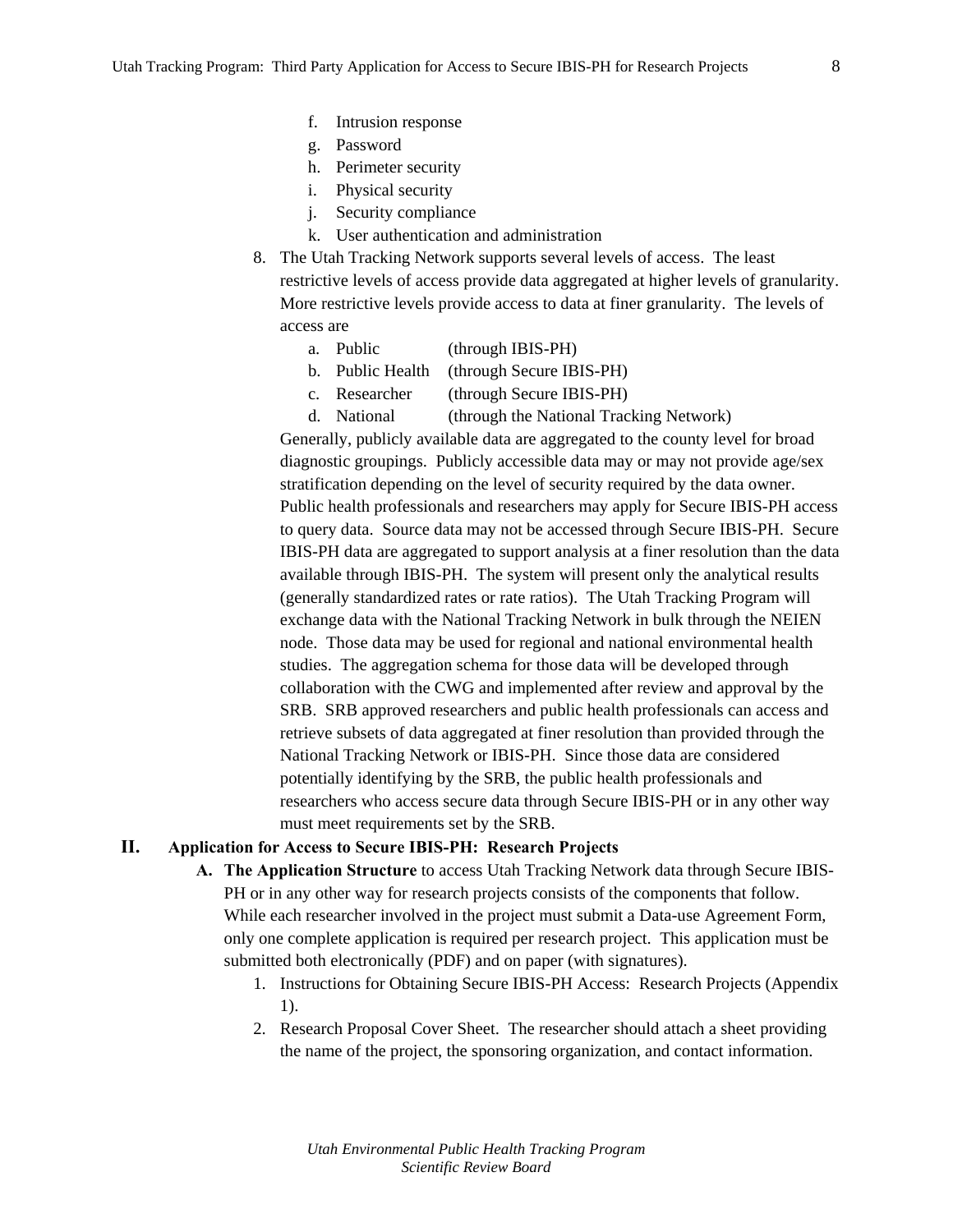f. Intrusion response
   g. Password
   h. Perimeter security
   i. Physical security
   j. Security compliance
   k. User authentication and administration

8. The Utah Tracking Network supports several levels of access. The least restrictive levels of access provide data aggregated at higher levels of granularity. More restrictive levels provide access to data at finer granularity. The levels of access are
   a. Public (through IBIS-PH)
   b. Public Health (through Secure IBIS-PH)
   c. Researcher (through Secure IBIS-PH)
   d. National (through the National Tracking Network)

   Generally, publicly available data are aggregated to the county level for broad diagnostic groupings. Publicly accessible data may or may not provide age/sex stratification depending on the level of security required by the data owner. Public health professionals and researchers may apply for Secure IBIS-PH access to query data. Source data may not be accessed through Secure IBIS-PH. Secure IBIS-PH data are aggregated to support analysis at a finer resolution than the data available through IBIS-PH. The system will present only the analytical results (generally standardized rates or rate ratios). The Utah Tracking Program will exchange data with the National Tracking Network in bulk through the NEIEN node. Those data may be used for regional and national environmental health studies. The aggregation schema for those data will be developed through collaboration with the CWG and implemented after review and approval by the SRB. SRB approved researchers and public health professionals can access and retrieve subsets of data aggregated at finer resolution than provided through the National Tracking Network or IBIS-PH. Since those data are considered potentially identifying by the SRB, the public health professionals and researchers who access secure data through Secure IBIS-PH or in any other way must meet requirements set by the SRB.

## II. Application for Access to Secure IBIS-PH: Research Projects

**A. The Application Structure** to access Utah Tracking Network data through Secure IBIS-PH or in any other way for research projects consists of the components that follow. While each researcher involved in the project must submit a Data-use Agreement Form, only one complete application is required per research project. This application must be submitted both electronically (PDF) and on paper (with signatures).

1. Instructions for Obtaining Secure IBIS-PH Access: Research Projects (Appendix 1).
2. Research Proposal Cover Sheet. The researcher should attach a sheet providing the name of the project, the sponsoring organization, and contact information.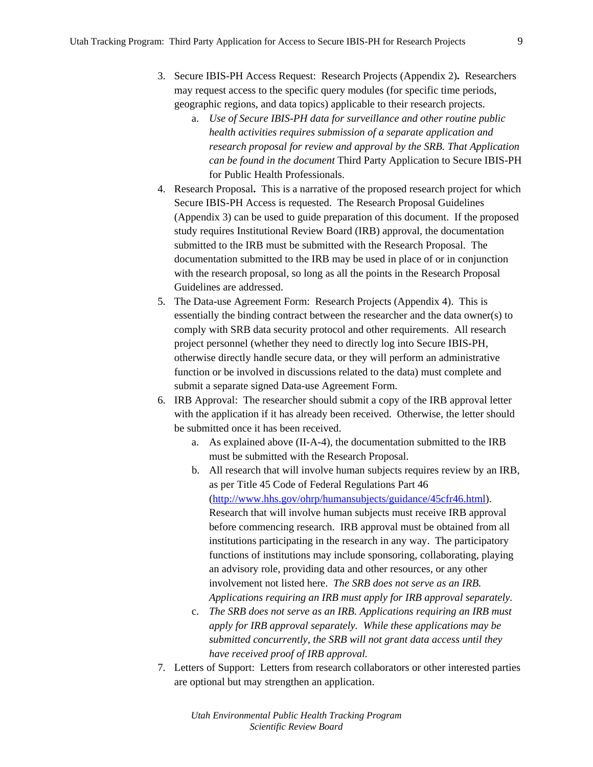3. Secure IBIS-PH Access Request: Research Projects (Appendix 2)**.** Researchers may request access to the specific query modules (for specific time periods, geographic regions, and data topics) applicable to their research projects.
    a. *Use of Secure IBIS-PH data for surveillance and other routine public health activities requires submission of a separate application and research proposal for review and approval by the SRB. That Application can be found in the document* Third Party Application to Secure IBIS-PH for Public Health Professionals.
4. Research Proposal**.** This is a narrative of the proposed research project for which Secure IBIS-PH Access is requested. The Research Proposal Guidelines (Appendix 3) can be used to guide preparation of this document. If the proposed study requires Institutional Review Board (IRB) approval, the documentation submitted to the IRB must be submitted with the Research Proposal. The documentation submitted to the IRB may be used in place of or in conjunction with the research proposal, so long as all the points in the Research Proposal Guidelines are addressed.
5. The Data-use Agreement Form: Research Projects (Appendix 4). This is essentially the binding contract between the researcher and the data owner(s) to comply with SRB data security protocol and other requirements. All research project personnel (whether they need to directly log into Secure IBIS-PH, otherwise directly handle secure data, or they will perform an administrative function or be involved in discussions related to the data) must complete and submit a separate signed Data-use Agreement Form.
6. IRB Approval: The researcher should submit a copy of the IRB approval letter with the application if it has already been received. Otherwise, the letter should be submitted once it has been received.
    a. As explained above (II-A-4), the documentation submitted to the IRB must be submitted with the Research Proposal.
    b. All research that will involve human subjects requires review by an IRB, as per Title 45 Code of Federal Regulations Part 46 (http://www.hhs.gov/ohrp/humansubjects/guidance/45cfr46.html). Research that will involve human subjects must receive IRB approval before commencing research. IRB approval must be obtained from all institutions participating in the research in any way. The participatory functions of institutions may include sponsoring, collaborating, playing an advisory role, providing data and other resources, or any other involvement not listed here. *The SRB does not serve as an IRB. Applications requiring an IRB must apply for IRB approval separately.*
    c. *The SRB does not serve as an IRB. Applications requiring an IRB must apply for IRB approval separately. While these applications may be submitted concurrently, the SRB will not grant data access until they have received proof of IRB approval.*
7. Letters of Support: Letters from research collaborators or other interested parties are optional but may strengthen an application.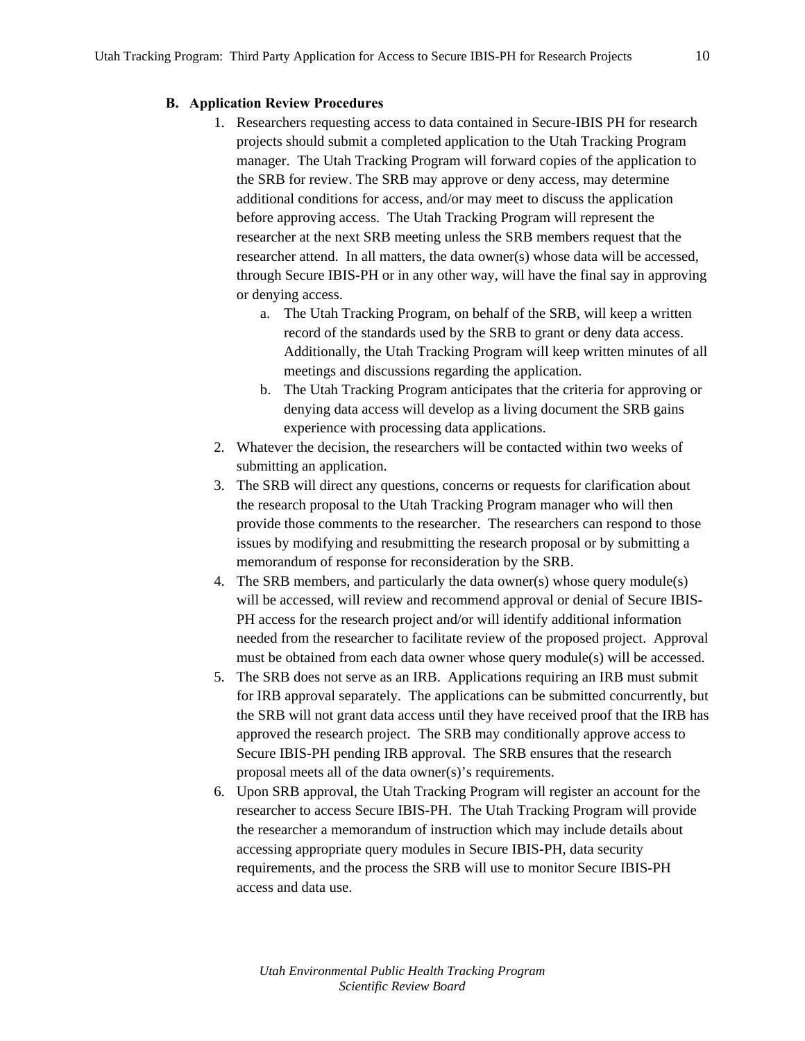### B. Application Review Procedures

1. Researchers requesting access to data contained in Secure-IBIS PH for research projects should submit a completed application to the Utah Tracking Program manager. The Utah Tracking Program will forward copies of the application to the SRB for review. The SRB may approve or deny access, may determine additional conditions for access, and/or may meet to discuss the application before approving access. The Utah Tracking Program will represent the researcher at the next SRB meeting unless the SRB members request that the researcher attend. In all matters, the data owner(s) whose data will be accessed, through Secure IBIS-PH or in any other way, will have the final say in approving or denying access.
   a. The Utah Tracking Program, on behalf of the SRB, will keep a written record of the standards used by the SRB to grant or deny data access. Additionally, the Utah Tracking Program will keep written minutes of all meetings and discussions regarding the application.
   b. The Utah Tracking Program anticipates that the criteria for approving or denying data access will develop as a living document the SRB gains experience with processing data applications.
2. Whatever the decision, the researchers will be contacted within two weeks of submitting an application.
3. The SRB will direct any questions, concerns or requests for clarification about the research proposal to the Utah Tracking Program manager who will then provide those comments to the researcher. The researchers can respond to those issues by modifying and resubmitting the research proposal or by submitting a memorandum of response for reconsideration by the SRB.
4. The SRB members, and particularly the data owner(s) whose query module(s) will be accessed, will review and recommend approval or denial of Secure IBIS-PH access for the research project and/or will identify additional information needed from the researcher to facilitate review of the proposed project. Approval must be obtained from each data owner whose query module(s) will be accessed.
5. The SRB does not serve as an IRB. Applications requiring an IRB must submit for IRB approval separately. The applications can be submitted concurrently, but the SRB will not grant data access until they have received proof that the IRB has approved the research project. The SRB may conditionally approve access to Secure IBIS-PH pending IRB approval. The SRB ensures that the research proposal meets all of the data owner(s)'s requirements.
6. Upon SRB approval, the Utah Tracking Program will register an account for the researcher to access Secure IBIS-PH. The Utah Tracking Program will provide the researcher a memorandum of instruction which may include details about accessing appropriate query modules in Secure IBIS-PH, data security requirements, and the process the SRB will use to monitor Secure IBIS-PH access and data use.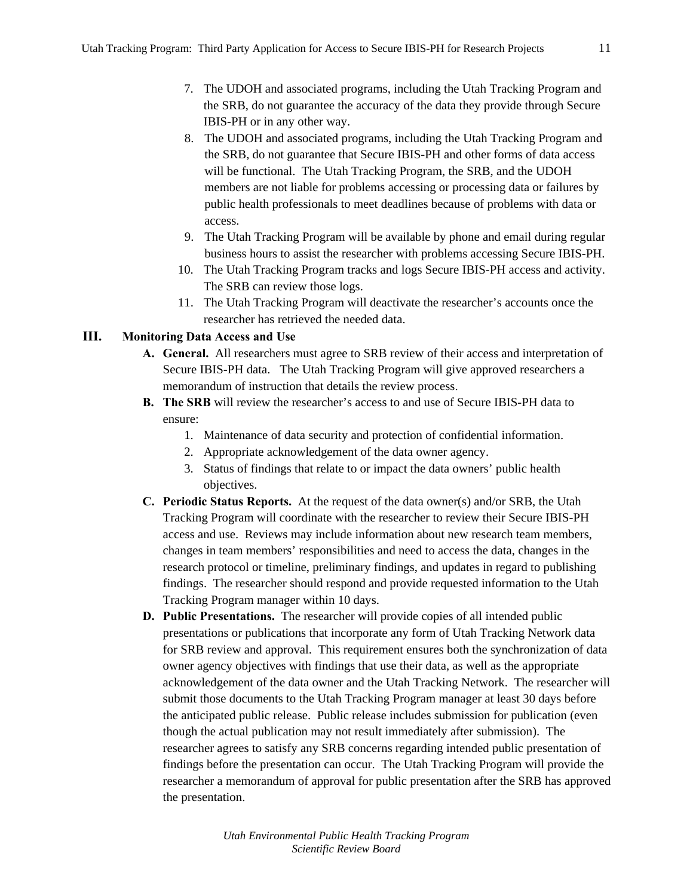7. The UDOH and associated programs, including the Utah Tracking Program and the SRB, do not guarantee the accuracy of the data they provide through Secure IBIS-PH or in any other way.
8. The UDOH and associated programs, including the Utah Tracking Program and the SRB, do not guarantee that Secure IBIS-PH and other forms of data access will be functional. The Utah Tracking Program, the SRB, and the UDOH members are not liable for problems accessing or processing data or failures by public health professionals to meet deadlines because of problems with data or access.
9. The Utah Tracking Program will be available by phone and email during regular business hours to assist the researcher with problems accessing Secure IBIS-PH.
10. The Utah Tracking Program tracks and logs Secure IBIS-PH access and activity. The SRB can review those logs.
11. The Utah Tracking Program will deactivate the researcher's accounts once the researcher has retrieved the needed data.

## III. Monitoring Data Access and Use

**A. General.** All researchers must agree to SRB review of their access and interpretation of Secure IBIS-PH data. The Utah Tracking Program will give approved researchers a memorandum of instruction that details the review process.

**B. The SRB** will review the researcher's access to and use of Secure IBIS-PH data to ensure:

1. Maintenance of data security and protection of confidential information.
2. Appropriate acknowledgement of the data owner agency.
3. Status of findings that relate to or impact the data owners' public health objectives.

**C. Periodic Status Reports.** At the request of the data owner(s) and/or SRB, the Utah Tracking Program will coordinate with the researcher to review their Secure IBIS-PH access and use. Reviews may include information about new research team members, changes in team members' responsibilities and need to access the data, changes in the research protocol or timeline, preliminary findings, and updates in regard to publishing findings. The researcher should respond and provide requested information to the Utah Tracking Program manager within 10 days.

**D. Public Presentations.** The researcher will provide copies of all intended public presentations or publications that incorporate any form of Utah Tracking Network data for SRB review and approval. This requirement ensures both the synchronization of data owner agency objectives with findings that use their data, as well as the appropriate acknowledgement of the data owner and the Utah Tracking Network. The researcher will submit those documents to the Utah Tracking Program manager at least 30 days before the anticipated public release. Public release includes submission for publication (even though the actual publication may not result immediately after submission). The researcher agrees to satisfy any SRB concerns regarding intended public presentation of findings before the presentation can occur. The Utah Tracking Program will provide the researcher a memorandum of approval for public presentation after the SRB has approved the presentation.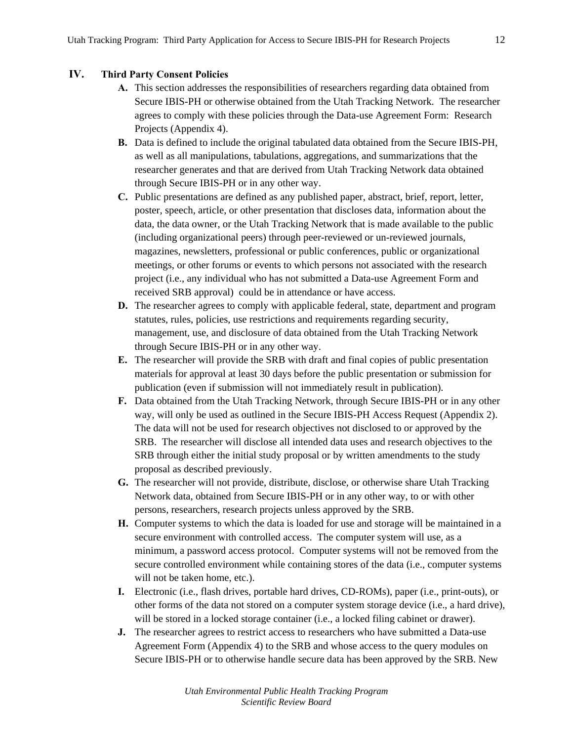## IV. Third Party Consent Policies

- **A.** This section addresses the responsibilities of researchers regarding data obtained from Secure IBIS-PH or otherwise obtained from the Utah Tracking Network. The researcher agrees to comply with these policies through the Data-use Agreement Form: Research Projects (Appendix 4).
- **B.** Data is defined to include the original tabulated data obtained from the Secure IBIS-PH, as well as all manipulations, tabulations, aggregations, and summarizations that the researcher generates and that are derived from Utah Tracking Network data obtained through Secure IBIS-PH or in any other way.
- **C.** Public presentations are defined as any published paper, abstract, brief, report, letter, poster, speech, article, or other presentation that discloses data, information about the data, the data owner, or the Utah Tracking Network that is made available to the public (including organizational peers) through peer-reviewed or un-reviewed journals, magazines, newsletters, professional or public conferences, public or organizational meetings, or other forums or events to which persons not associated with the research project (i.e., any individual who has not submitted a Data-use Agreement Form and received SRB approval) could be in attendance or have access.
- **D.** The researcher agrees to comply with applicable federal, state, department and program statutes, rules, policies, use restrictions and requirements regarding security, management, use, and disclosure of data obtained from the Utah Tracking Network through Secure IBIS-PH or in any other way.
- **E.** The researcher will provide the SRB with draft and final copies of public presentation materials for approval at least 30 days before the public presentation or submission for publication (even if submission will not immediately result in publication).
- **F.** Data obtained from the Utah Tracking Network, through Secure IBIS-PH or in any other way, will only be used as outlined in the Secure IBIS-PH Access Request (Appendix 2). The data will not be used for research objectives not disclosed to or approved by the SRB. The researcher will disclose all intended data uses and research objectives to the SRB through either the initial study proposal or by written amendments to the study proposal as described previously.
- **G.** The researcher will not provide, distribute, disclose, or otherwise share Utah Tracking Network data, obtained from Secure IBIS-PH or in any other way, to or with other persons, researchers, research projects unless approved by the SRB.
- **H.** Computer systems to which the data is loaded for use and storage will be maintained in a secure environment with controlled access. The computer system will use, as a minimum, a password access protocol. Computer systems will not be removed from the secure controlled environment while containing stores of the data (i.e., computer systems will not be taken home, etc.).
- **I.** Electronic (i.e., flash drives, portable hard drives, CD-ROMs), paper (i.e., print-outs), or other forms of the data not stored on a computer system storage device (i.e., a hard drive), will be stored in a locked storage container (i.e., a locked filing cabinet or drawer).
- **J.** The researcher agrees to restrict access to researchers who have submitted a Data-use Agreement Form (Appendix 4) to the SRB and whose access to the query modules on Secure IBIS-PH or to otherwise handle secure data has been approved by the SRB. New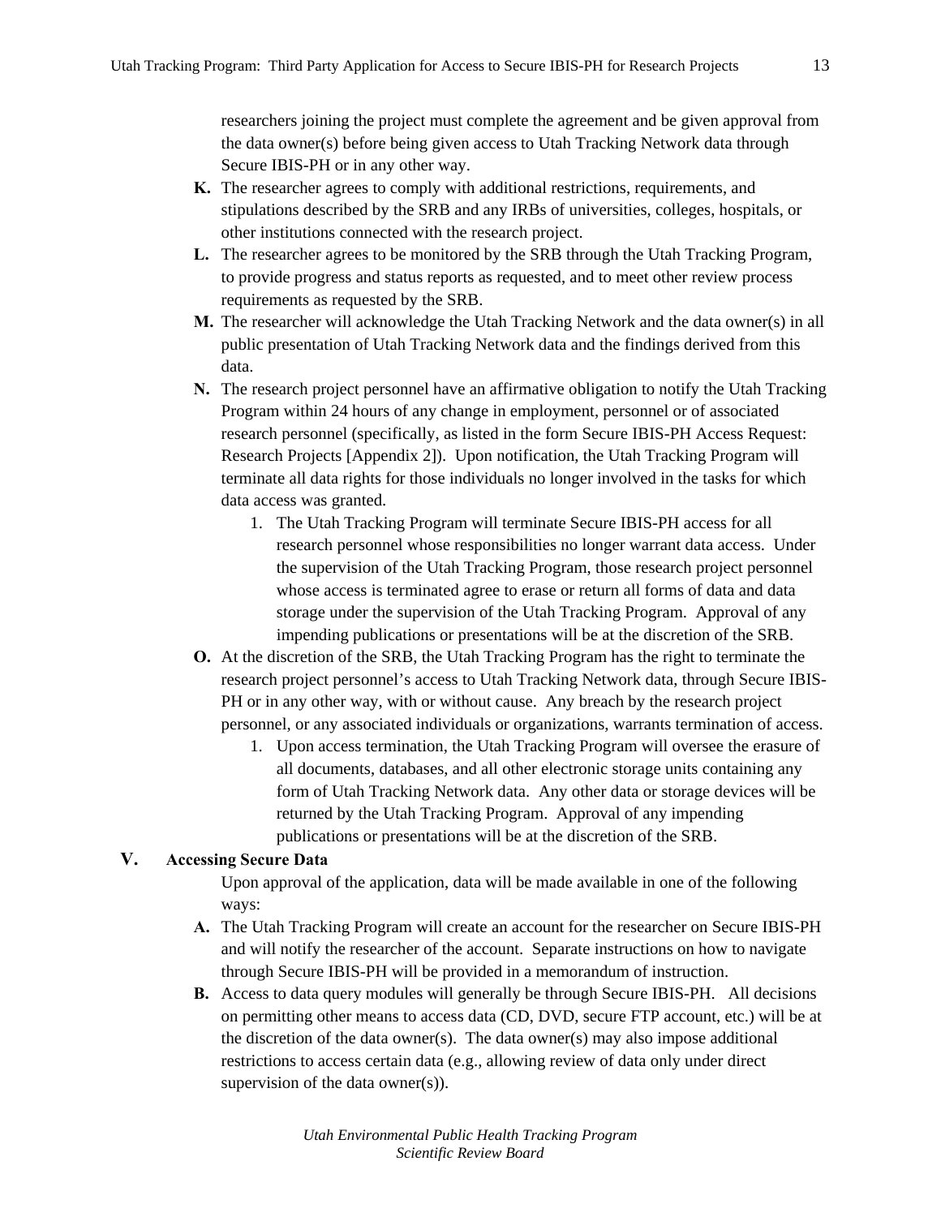researchers joining the project must complete the agreement and be given approval from the data owner(s) before being given access to Utah Tracking Network data through Secure IBIS-PH or in any other way.

**K.** The researcher agrees to comply with additional restrictions, requirements, and stipulations described by the SRB and any IRBs of universities, colleges, hospitals, or other institutions connected with the research project.

**L.** The researcher agrees to be monitored by the SRB through the Utah Tracking Program, to provide progress and status reports as requested, and to meet other review process requirements as requested by the SRB.

**M.** The researcher will acknowledge the Utah Tracking Network and the data owner(s) in all public presentation of Utah Tracking Network data and the findings derived from this data.

**N.** The research project personnel have an affirmative obligation to notify the Utah Tracking Program within 24 hours of any change in employment, personnel or of associated research personnel (specifically, as listed in the form Secure IBIS-PH Access Request: Research Projects [Appendix 2]). Upon notification, the Utah Tracking Program will terminate all data rights for those individuals no longer involved in the tasks for which data access was granted.

1. The Utah Tracking Program will terminate Secure IBIS-PH access for all research personnel whose responsibilities no longer warrant data access. Under the supervision of the Utah Tracking Program, those research project personnel whose access is terminated agree to erase or return all forms of data and data storage under the supervision of the Utah Tracking Program. Approval of any impending publications or presentations will be at the discretion of the SRB.

**O.** At the discretion of the SRB, the Utah Tracking Program has the right to terminate the research project personnel's access to Utah Tracking Network data, through Secure IBIS-PH or in any other way, with or without cause. Any breach by the research project personnel, or any associated individuals or organizations, warrants termination of access.

1. Upon access termination, the Utah Tracking Program will oversee the erasure of all documents, databases, and all other electronic storage units containing any form of Utah Tracking Network data. Any other data or storage devices will be returned by the Utah Tracking Program. Approval of any impending publications or presentations will be at the discretion of the SRB.

## V. Accessing Secure Data

Upon approval of the application, data will be made available in one of the following ways:

**A.** The Utah Tracking Program will create an account for the researcher on Secure IBIS-PH and will notify the researcher of the account. Separate instructions on how to navigate through Secure IBIS-PH will be provided in a memorandum of instruction.

**B.** Access to data query modules will generally be through Secure IBIS-PH. All decisions on permitting other means to access data (CD, DVD, secure FTP account, etc.) will be at the discretion of the data owner(s). The data owner(s) may also impose additional restrictions to access certain data (e.g., allowing review of data only under direct supervision of the data owner(s)).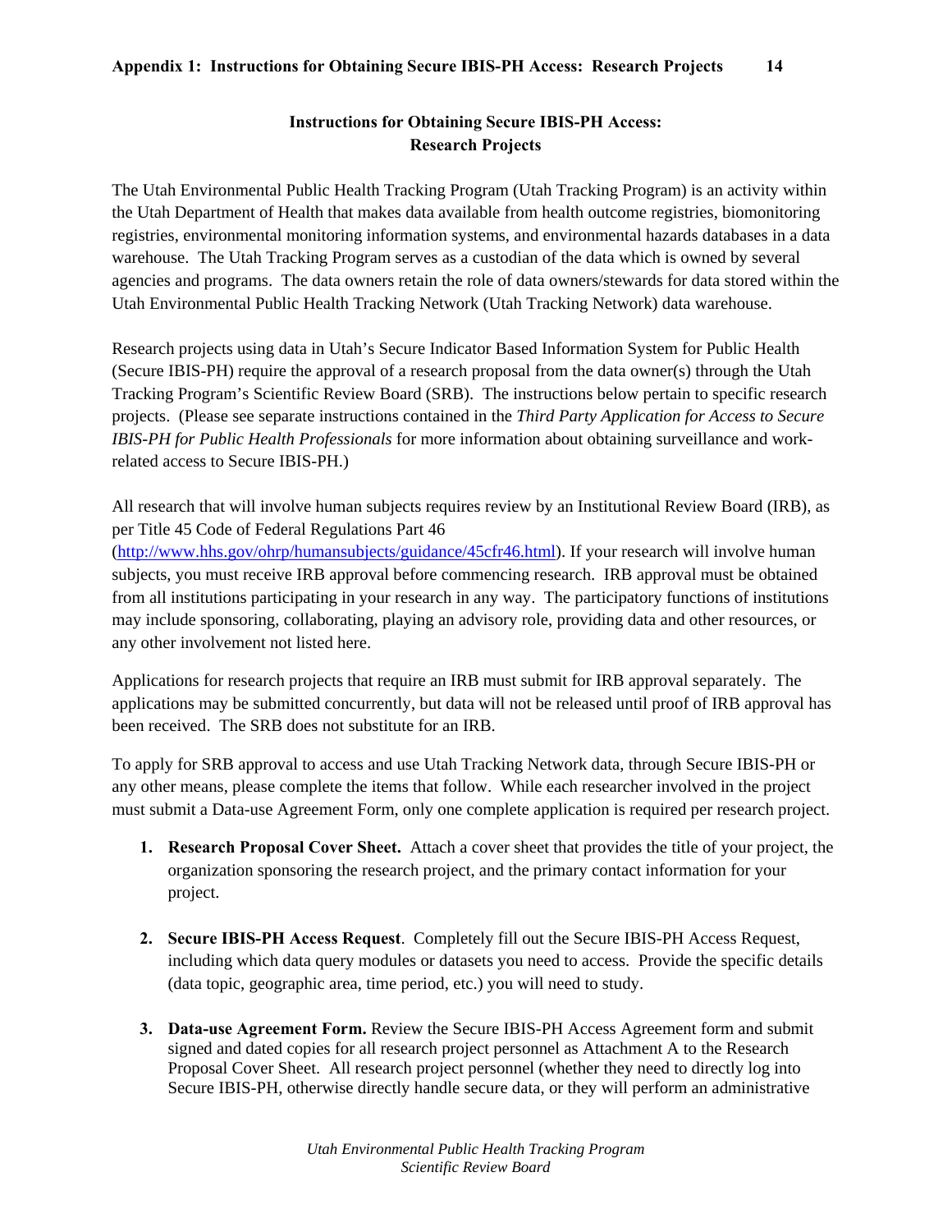## Instructions for Obtaining Secure IBIS-PH Access: Research Projects

The Utah Environmental Public Health Tracking Program (Utah Tracking Program) is an activity within the Utah Department of Health that makes data available from health outcome registries, biomonitoring registries, environmental monitoring information systems, and environmental hazards databases in a data warehouse. The Utah Tracking Program serves as a custodian of the data which is owned by several agencies and programs. The data owners retain the role of data owners/stewards for data stored within the Utah Environmental Public Health Tracking Network (Utah Tracking Network) data warehouse.

Research projects using data in Utah's Secure Indicator Based Information System for Public Health (Secure IBIS-PH) require the approval of a research proposal from the data owner(s) through the Utah Tracking Program's Scientific Review Board (SRB). The instructions below pertain to specific research projects. (Please see separate instructions contained in the *Third Party Application for Access to Secure IBIS-PH for Public Health Professionals* for more information about obtaining surveillance and work-related access to Secure IBIS-PH.)

All research that will involve human subjects requires review by an Institutional Review Board (IRB), as per Title 45 Code of Federal Regulations Part 46 (http://www.hhs.gov/ohrp/humansubjects/guidance/45cfr46.html). If your research will involve human subjects, you must receive IRB approval before commencing research. IRB approval must be obtained from all institutions participating in your research in any way. The participatory functions of institutions may include sponsoring, collaborating, playing an advisory role, providing data and other resources, or any other involvement not listed here.

Applications for research projects that require an IRB must submit for IRB approval separately. The applications may be submitted concurrently, but data will not be released until proof of IRB approval has been received. The SRB does not substitute for an IRB.

To apply for SRB approval to access and use Utah Tracking Network data, through Secure IBIS-PH or any other means, please complete the items that follow. While each researcher involved in the project must submit a Data-use Agreement Form, only one complete application is required per research project.

1. **Research Proposal Cover Sheet.** Attach a cover sheet that provides the title of your project, the organization sponsoring the research project, and the primary contact information for your project.

2. **Secure IBIS-PH Access Request**. Completely fill out the Secure IBIS-PH Access Request, including which data query modules or datasets you need to access. Provide the specific details (data topic, geographic area, time period, etc.) you will need to study.

3. **Data-use Agreement Form.** Review the Secure IBIS-PH Access Agreement form and submit signed and dated copies for all research project personnel as Attachment A to the Research Proposal Cover Sheet. All research project personnel (whether they need to directly log into Secure IBIS-PH, otherwise directly handle secure data, or they will perform an administrative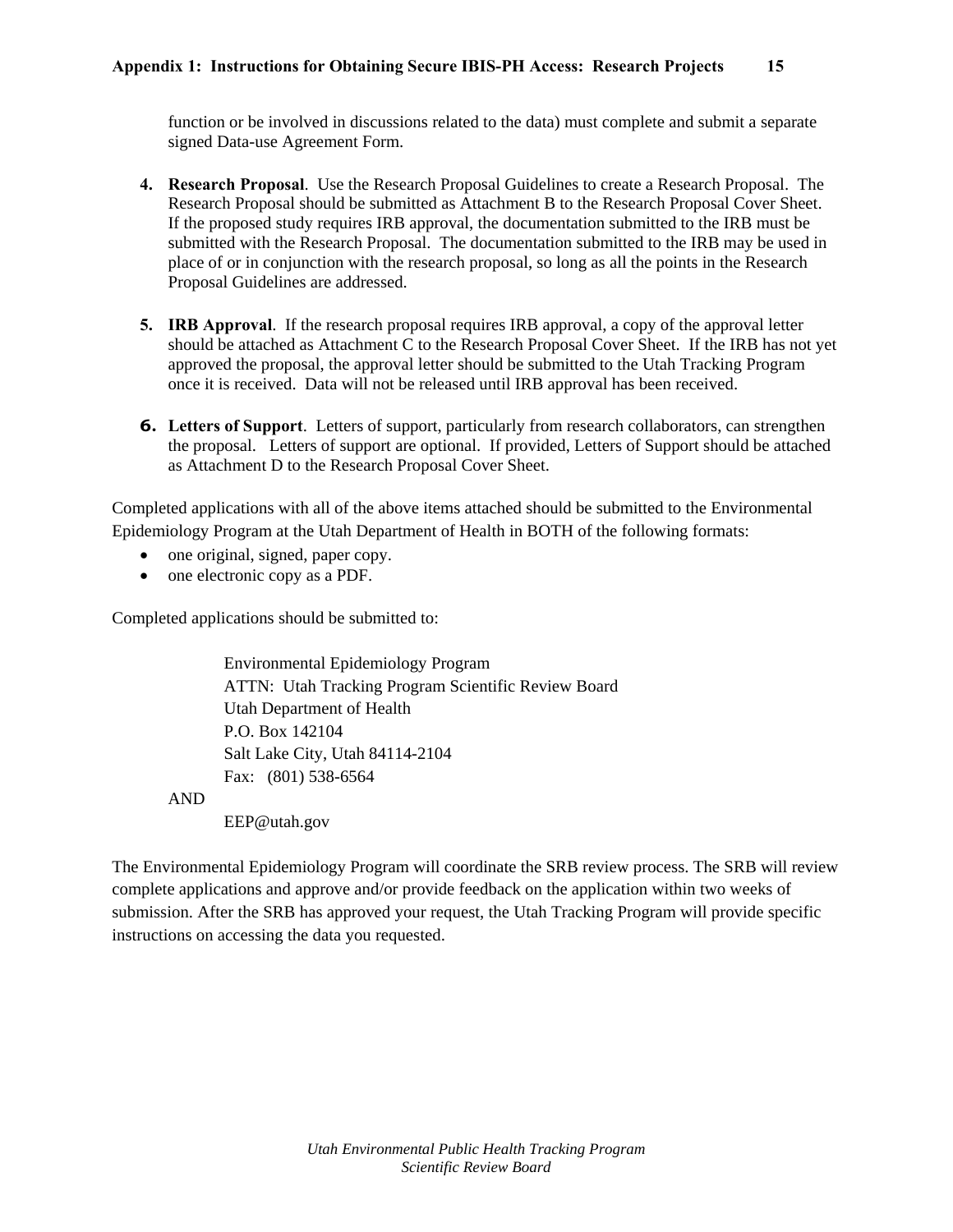function or be involved in discussions related to the data) must complete and submit a separate signed Data-use Agreement Form.

4. **Research Proposal**. Use the Research Proposal Guidelines to create a Research Proposal. The Research Proposal should be submitted as Attachment B to the Research Proposal Cover Sheet. If the proposed study requires IRB approval, the documentation submitted to the IRB must be submitted with the Research Proposal. The documentation submitted to the IRB may be used in place of or in conjunction with the research proposal, so long as all the points in the Research Proposal Guidelines are addressed.

5. **IRB Approval**. If the research proposal requires IRB approval, a copy of the approval letter should be attached as Attachment C to the Research Proposal Cover Sheet. If the IRB has not yet approved the proposal, the approval letter should be submitted to the Utah Tracking Program once it is received. Data will not be released until IRB approval has been received.

6. **Letters of Support**. Letters of support, particularly from research collaborators, can strengthen the proposal. Letters of support are optional. If provided, Letters of Support should be attached as Attachment D to the Research Proposal Cover Sheet.

Completed applications with all of the above items attached should be submitted to the Environmental Epidemiology Program at the Utah Department of Health in BOTH of the following formats:

- one original, signed, paper copy.
- one electronic copy as a PDF.

Completed applications should be submitted to:

Environmental Epidemiology Program
ATTN: Utah Tracking Program Scientific Review Board
Utah Department of Health
P.O. Box 142104
Salt Lake City, Utah 84114-2104
Fax: (801) 538-6564

AND

EEP@utah.gov

The Environmental Epidemiology Program will coordinate the SRB review process. The SRB will review complete applications and approve and/or provide feedback on the application within two weeks of submission. After the SRB has approved your request, the Utah Tracking Program will provide specific instructions on accessing the data you requested.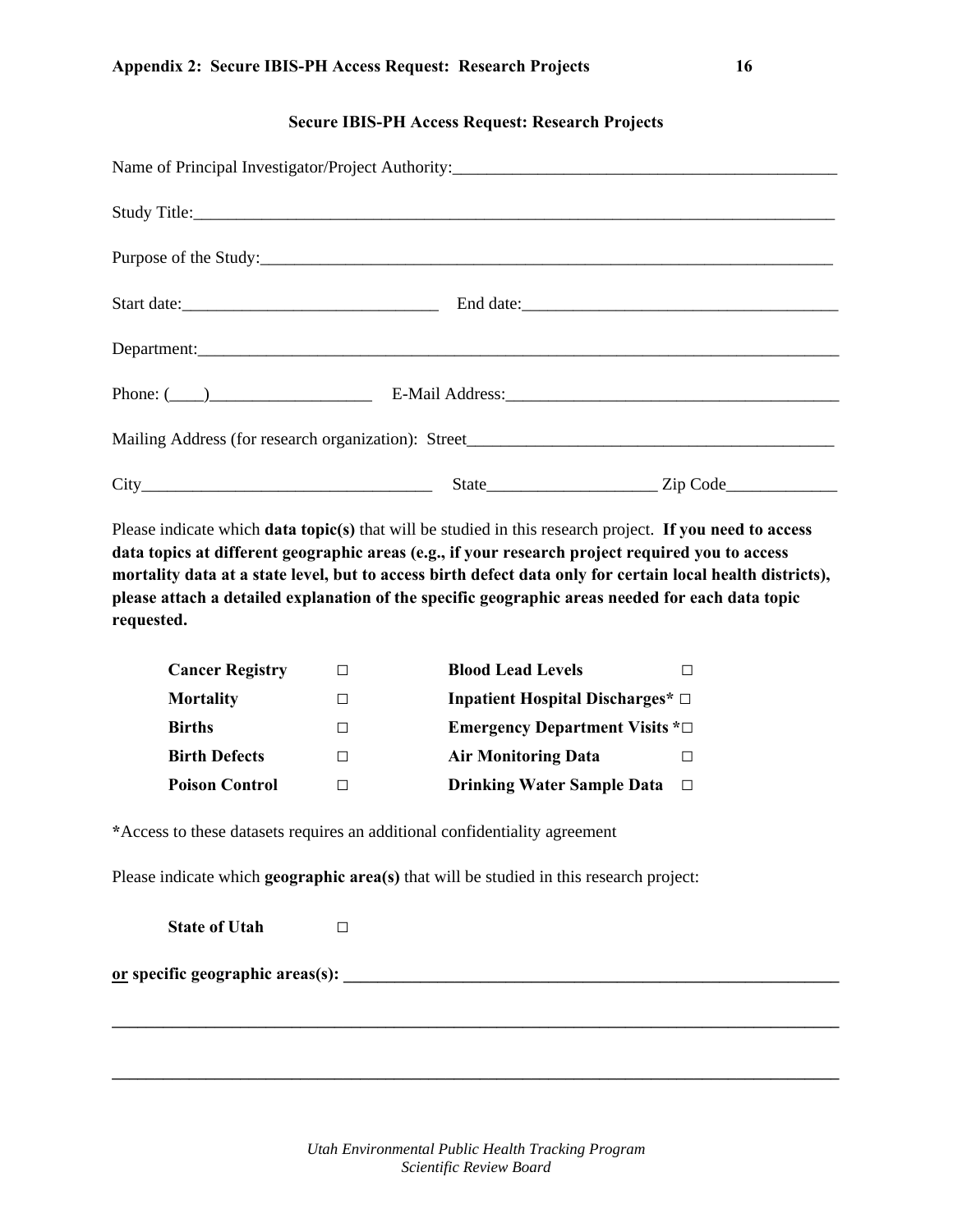## Secure IBIS-PH Access Request: Research Projects

Name of Principal Investigator/Project Authority:_____________________________________________

Study Title:_____________________________________________________________________________

Purpose of the Study:______________________________________________________________________

Start date:______________________________ End date:_____________________________________

Department:______________________________________________________________________________

Phone: (____)___________________ E-Mail Address:______________________________________

Mailing Address (for research organization): Street___________________________________________

City__________________________________ State____________________ Zip Code_____________

Please indicate which **data topic(s)** that will be studied in this research project. **If you need to access data topics at different geographic areas (e.g., if your research project required you to access mortality data at a state level, but to access birth defect data only for certain local health districts), please attach a detailed explanation of the specific geographic areas needed for each data topic requested.**

| | | | |
|---|---|---|---|
| **Cancer Registry** | □ | **Blood Lead Levels** | □ |
| **Mortality** | □ | **Inpatient Hospital Discharges*** | □ |
| **Births** | □ | **Emergency Department Visits *** | □ |
| **Birth Defects** | □ | **Air Monitoring Data** | □ |
| **Poison Control** | □ | **Drinking Water Sample Data** | □ |

**\***Access to these datasets requires an additional confidentiality agreement

Please indicate which **geographic area(s)** that will be studied in this research project:

**State of Utah** □

**or specific geographic areas(s):** ______________________________________________________________

_____________________________________________________________________________________________

_____________________________________________________________________________________________

*Utah Environmental Public Health Tracking Program*
*Scientific Review Board*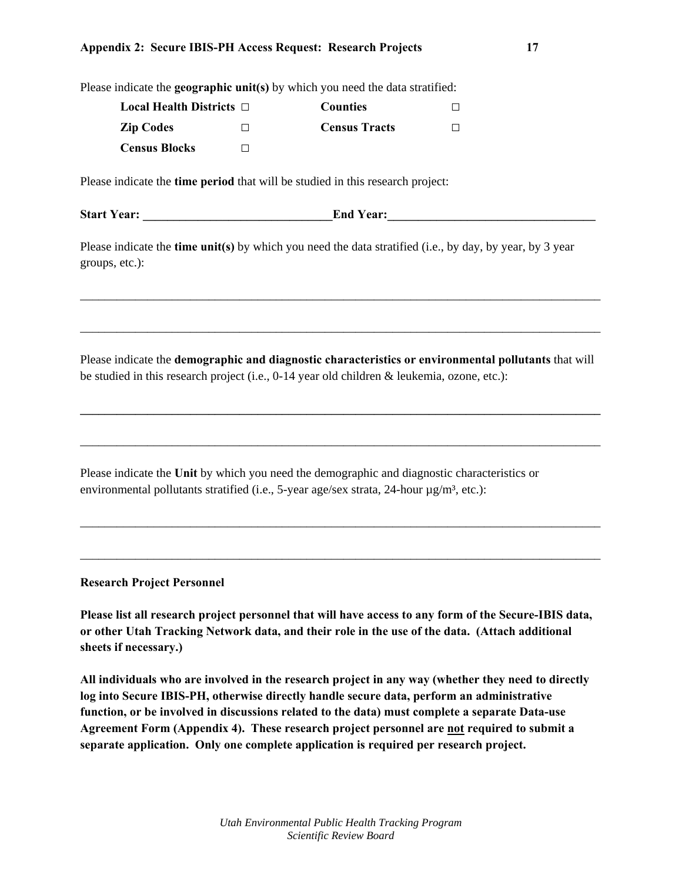Please indicate the **geographic unit(s)** by which you need the data stratified:

| | | | |
|---|---|---|---|
| **Local Health Districts** | □ | **Counties** | □ |
| **Zip Codes** | □ | **Census Tracts** | □ |
| **Census Blocks** | □ | | |

Please indicate the **time period** that will be studied in this research project:

**Start Year: ______________________________End Year:_________________________________**

Please indicate the **time unit(s)** by which you need the data stratified (i.e., by day, by year, by 3 year groups, etc.):

_____________________________________________________________________________________

_____________________________________________________________________________________

Please indicate the **demographic and diagnostic characteristics or environmental pollutants** that will be studied in this research project (i.e., 0-14 year old children & leukemia, ozone, etc.):

_____________________________________________________________________________________

_____________________________________________________________________________________

Please indicate the **Unit** by which you need the demographic and diagnostic characteristics or environmental pollutants stratified (i.e., 5-year age/sex strata, 24-hour µg/m³, etc.):

_____________________________________________________________________________________

_____________________________________________________________________________________

**Research Project Personnel**

**Please list all research project personnel that will have access to any form of the Secure-IBIS data, or other Utah Tracking Network data, and their role in the use of the data. (Attach additional sheets if necessary.)**

**All individuals who are involved in the research project in any way (whether they need to directly log into Secure IBIS-PH, otherwise directly handle secure data, perform an administrative function, or be involved in discussions related to the data) must complete a separate Data-use Agreement Form (Appendix 4). These research project personnel are <u>not</u> required to submit a separate application. Only one complete application is required per research project.**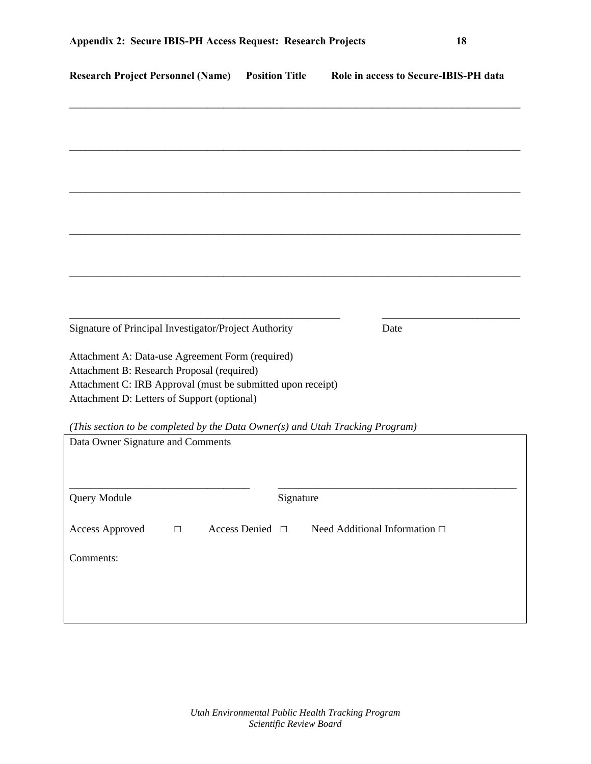**Appendix 2: Secure IBIS-PH Access Request: Research Projects**

| Research Project Personnel (Name) | Position Title | Role in access to Secure-IBIS-PH data |
|---|---|---|
| | | |
| | | |
| | | |
| | | |
| | | |

_______________________________________________ &nbsp;&nbsp;&nbsp;&nbsp;&nbsp;&nbsp; ________________________

Signature of Principal Investigator/Project Authority &nbsp;&nbsp;&nbsp;&nbsp;&nbsp;&nbsp; Date

Attachment A: Data-use Agreement Form (required)
Attachment B: Research Proposal (required)
Attachment C: IRB Approval (must be submitted upon receipt)
Attachment D: Letters of Support (optional)

*(This section to be completed by the Data Owner(s) and Utah Tracking Program)*

Data Owner Signature and Comments

________________________________ &nbsp;&nbsp;&nbsp;&nbsp; __________________________________________

Query Module &nbsp;&nbsp;&nbsp;&nbsp;&nbsp;&nbsp;&nbsp;&nbsp;&nbsp;&nbsp;&nbsp;&nbsp;&nbsp;&nbsp;&nbsp;&nbsp;&nbsp;&nbsp;&nbsp;&nbsp;&nbsp;&nbsp; Signature

Access Approved □ &nbsp;&nbsp;&nbsp;&nbsp; Access Denied □ &nbsp;&nbsp;&nbsp;&nbsp; Need Additional Information □

Comments: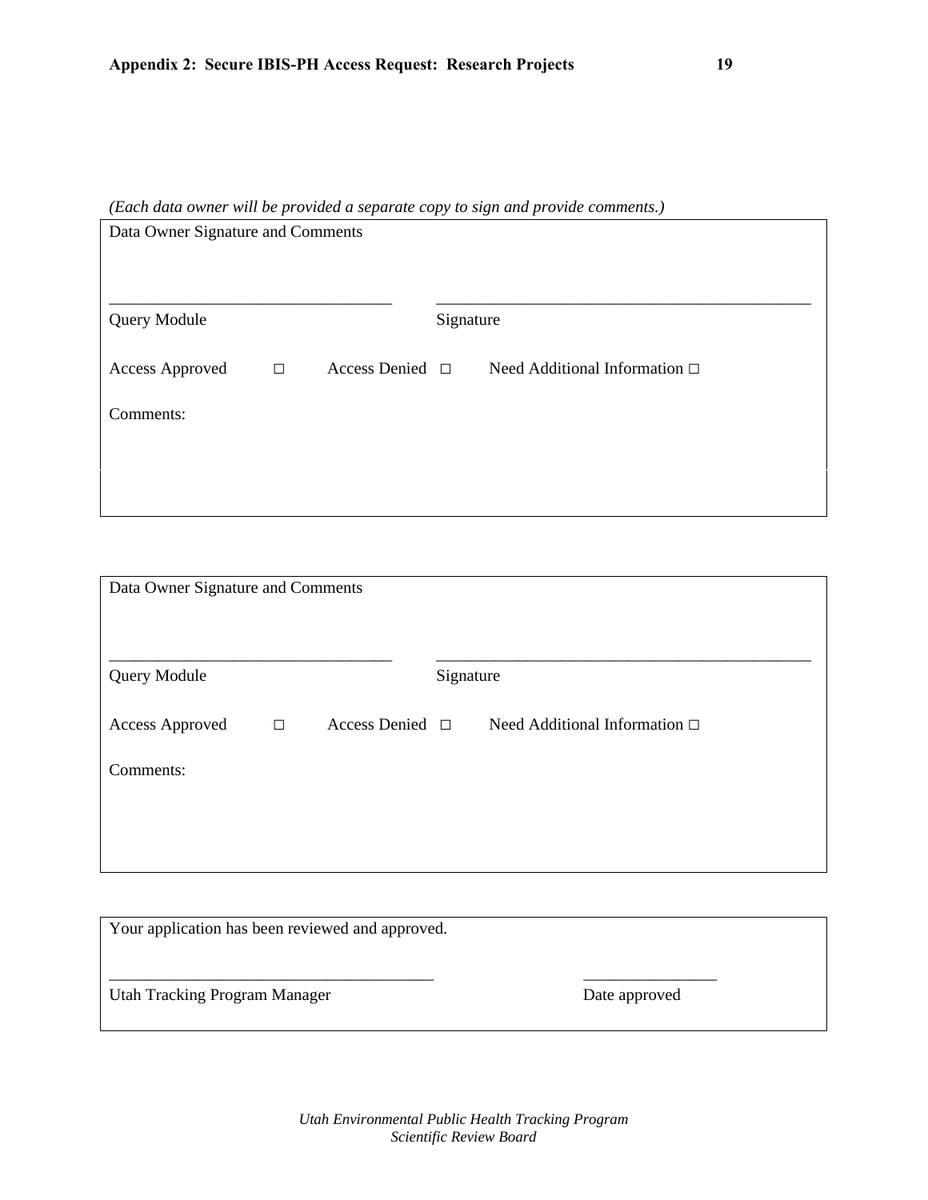*(Each data owner will be provided a separate copy to sign and provide comments.)*

Data Owner Signature and Comments

\_\_\_\_\_\_\_\_\_\_\_\_\_\_\_\_\_\_\_\_\_\_\_\_\_\_\_\_\_\_\_\_\_\_ \_\_\_\_\_\_\_\_\_\_\_\_\_\_\_\_\_\_\_\_\_\_\_\_\_\_\_\_\_\_\_\_\_\_\_\_\_\_\_\_\_\_\_\_\_

Query Module Signature

Access Approved □ Access Denied □ Need Additional Information □

Comments:

---

Data Owner Signature and Comments

\_\_\_\_\_\_\_\_\_\_\_\_\_\_\_\_\_\_\_\_\_\_\_\_\_\_\_\_\_\_\_\_\_\_ \_\_\_\_\_\_\_\_\_\_\_\_\_\_\_\_\_\_\_\_\_\_\_\_\_\_\_\_\_\_\_\_\_\_\_\_\_\_\_\_\_\_\_\_\_

Query Module Signature

Access Approved □ Access Denied □ Need Additional Information □

Comments:

---

Your application has been reviewed and approved.

\_\_\_\_\_\_\_\_\_\_\_\_\_\_\_\_\_\_\_\_\_\_\_\_\_\_\_\_\_\_\_\_\_\_\_\_\_\_\_ \_\_\_\_\_\_\_\_\_\_\_\_\_\_\_\_

Utah Tracking Program Manager Date approved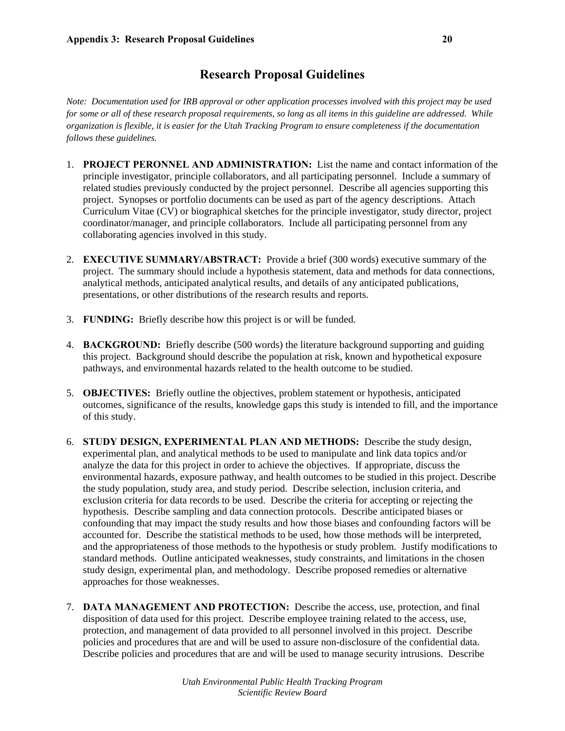# Research Proposal Guidelines

*Note: Documentation used for IRB approval or other application processes involved with this project may be used for some or all of these research proposal requirements, so long as all items in this guideline are addressed. While organization is flexible, it is easier for the Utah Tracking Program to ensure completeness if the documentation follows these guidelines.*

1. **PROJECT PERONNEL AND ADMINISTRATION:** List the name and contact information of the principle investigator, principle collaborators, and all participating personnel. Include a summary of related studies previously conducted by the project personnel. Describe all agencies supporting this project. Synopses or portfolio documents can be used as part of the agency descriptions. Attach Curriculum Vitae (CV) or biographical sketches for the principle investigator, study director, project coordinator/manager, and principle collaborators. Include all participating personnel from any collaborating agencies involved in this study.

2. **EXECUTIVE SUMMARY/ABSTRACT:** Provide a brief (300 words) executive summary of the project. The summary should include a hypothesis statement, data and methods for data connections, analytical methods, anticipated analytical results, and details of any anticipated publications, presentations, or other distributions of the research results and reports.

3. **FUNDING:** Briefly describe how this project is or will be funded.

4. **BACKGROUND:** Briefly describe (500 words) the literature background supporting and guiding this project. Background should describe the population at risk, known and hypothetical exposure pathways, and environmental hazards related to the health outcome to be studied.

5. **OBJECTIVES:** Briefly outline the objectives, problem statement or hypothesis, anticipated outcomes, significance of the results, knowledge gaps this study is intended to fill, and the importance of this study.

6. **STUDY DESIGN, EXPERIMENTAL PLAN AND METHODS:** Describe the study design, experimental plan, and analytical methods to be used to manipulate and link data topics and/or analyze the data for this project in order to achieve the objectives. If appropriate, discuss the environmental hazards, exposure pathway, and health outcomes to be studied in this project. Describe the study population, study area, and study period. Describe selection, inclusion criteria, and exclusion criteria for data records to be used. Describe the criteria for accepting or rejecting the hypothesis. Describe sampling and data connection protocols. Describe anticipated biases or confounding that may impact the study results and how those biases and confounding factors will be accounted for. Describe the statistical methods to be used, how those methods will be interpreted, and the appropriateness of those methods to the hypothesis or study problem. Justify modifications to standard methods. Outline anticipated weaknesses, study constraints, and limitations in the chosen study design, experimental plan, and methodology. Describe proposed remedies or alternative approaches for those weaknesses.

7. **DATA MANAGEMENT AND PROTECTION:** Describe the access, use, protection, and final disposition of data used for this project. Describe employee training related to the access, use, protection, and management of data provided to all personnel involved in this project. Describe policies and procedures that are and will be used to assure non-disclosure of the confidential data. Describe policies and procedures that are and will be used to manage security intrusions. Describe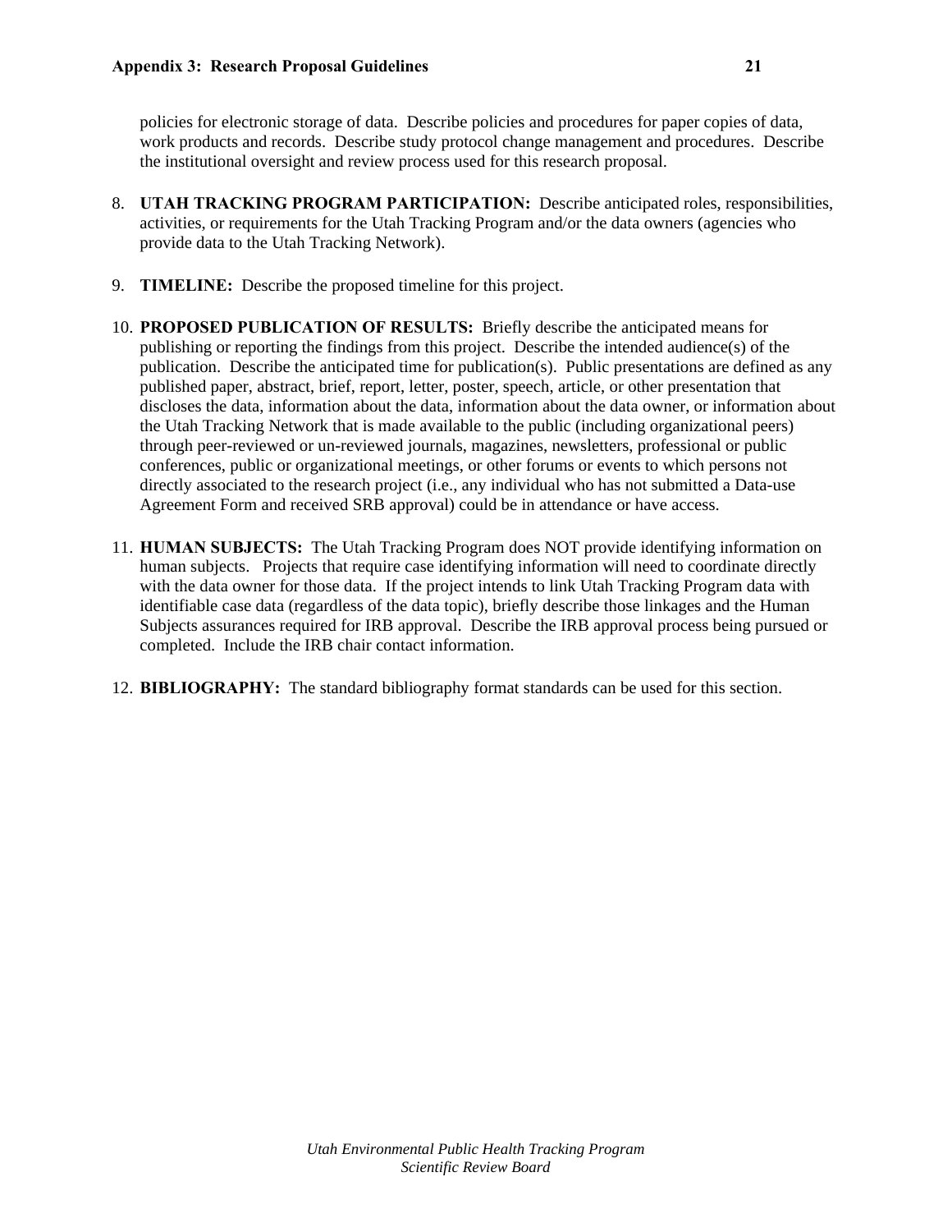policies for electronic storage of data. Describe policies and procedures for paper copies of data, work products and records. Describe study protocol change management and procedures. Describe the institutional oversight and review process used for this research proposal.

8. **UTAH TRACKING PROGRAM PARTICIPATION:** Describe anticipated roles, responsibilities, activities, or requirements for the Utah Tracking Program and/or the data owners (agencies who provide data to the Utah Tracking Network).

9. **TIMELINE:** Describe the proposed timeline for this project.

10. **PROPOSED PUBLICATION OF RESULTS:** Briefly describe the anticipated means for publishing or reporting the findings from this project. Describe the intended audience(s) of the publication. Describe the anticipated time for publication(s). Public presentations are defined as any published paper, abstract, brief, report, letter, poster, speech, article, or other presentation that discloses the data, information about the data, information about the data owner, or information about the Utah Tracking Network that is made available to the public (including organizational peers) through peer-reviewed or un-reviewed journals, magazines, newsletters, professional or public conferences, public or organizational meetings, or other forums or events to which persons not directly associated to the research project (i.e., any individual who has not submitted a Data-use Agreement Form and received SRB approval) could be in attendance or have access.

11. **HUMAN SUBJECTS:** The Utah Tracking Program does NOT provide identifying information on human subjects. Projects that require case identifying information will need to coordinate directly with the data owner for those data. If the project intends to link Utah Tracking Program data with identifiable case data (regardless of the data topic), briefly describe those linkages and the Human Subjects assurances required for IRB approval. Describe the IRB approval process being pursued or completed. Include the IRB chair contact information.

12. **BIBLIOGRAPHY:** The standard bibliography format standards can be used for this section.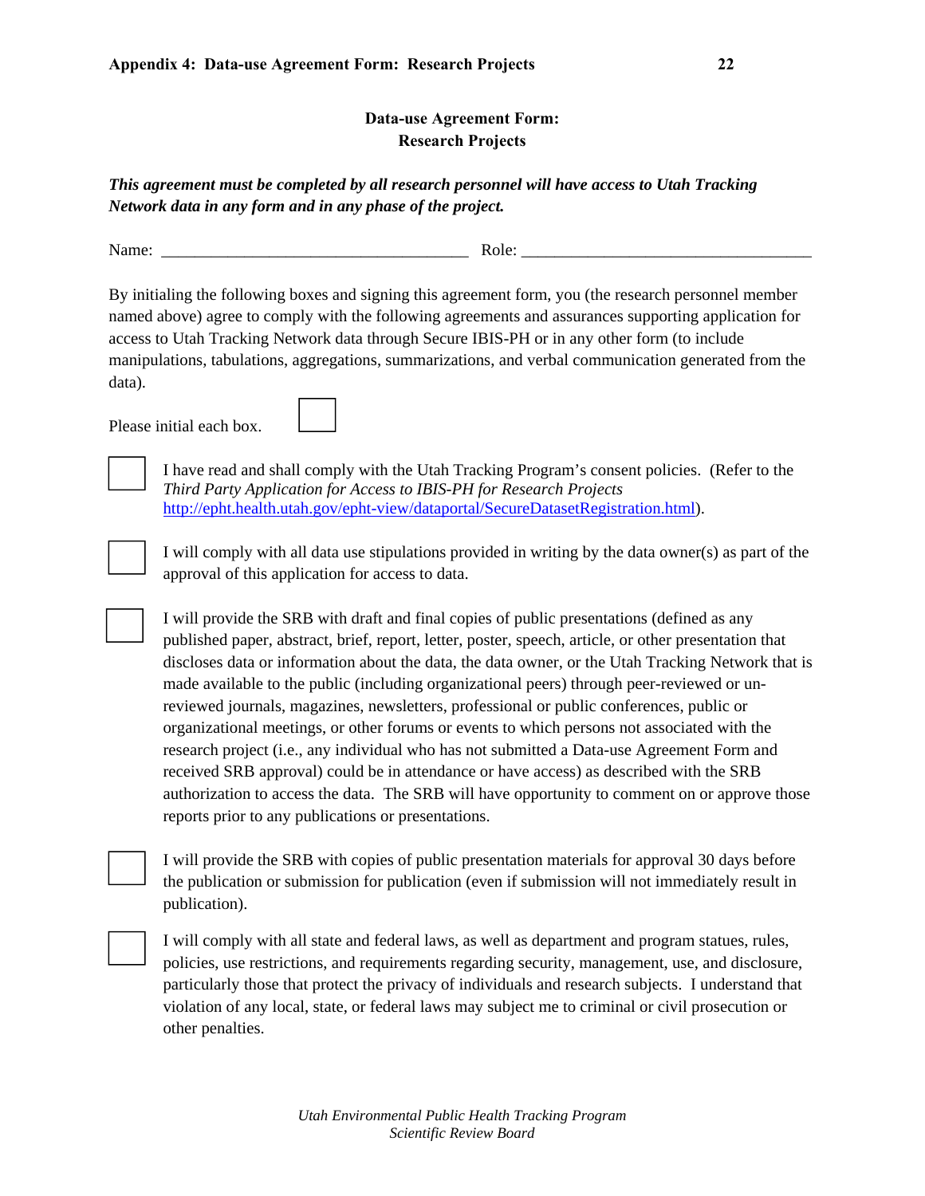# Appendix 4: Data-use Agreement Form: Research Projects

## Data-use Agreement Form: Research Projects

***This agreement must be completed by all research personnel will have access to Utah Tracking Network data in any form and in any phase of the project.***

Name: ____________________________________ Role: ___________________________________

By initialing the following boxes and signing this agreement form, you (the research personnel member named above) agree to comply with the following agreements and assurances supporting application for access to Utah Tracking Network data through Secure IBIS-PH or in any other form (to include manipulations, tabulations, aggregations, summarizations, and verbal communication generated from the data).

Please initial each box. ☐

☐ I have read and shall comply with the Utah Tracking Program's consent policies. (Refer to the *Third Party Application for Access to IBIS-PH for Research Projects* http://epht.health.utah.gov/epht-view/dataportal/SecureDatasetRegistration.html).

☐ I will comply with all data use stipulations provided in writing by the data owner(s) as part of the approval of this application for access to data.

☐ I will provide the SRB with draft and final copies of public presentations (defined as any published paper, abstract, brief, report, letter, poster, speech, article, or other presentation that discloses data or information about the data, the data owner, or the Utah Tracking Network that is made available to the public (including organizational peers) through peer-reviewed or un-reviewed journals, magazines, newsletters, professional or public conferences, public or organizational meetings, or other forums or events to which persons not associated with the research project (i.e., any individual who has not submitted a Data-use Agreement Form and received SRB approval) could be in attendance or have access) as described with the SRB authorization to access the data. The SRB will have opportunity to comment on or approve those reports prior to any publications or presentations.

☐ I will provide the SRB with copies of public presentation materials for approval 30 days before the publication or submission for publication (even if submission will not immediately result in publication).

☐ I will comply with all state and federal laws, as well as department and program statues, rules, policies, use restrictions, and requirements regarding security, management, use, and disclosure, particularly those that protect the privacy of individuals and research subjects. I understand that violation of any local, state, or federal laws may subject me to criminal or civil prosecution or other penalties.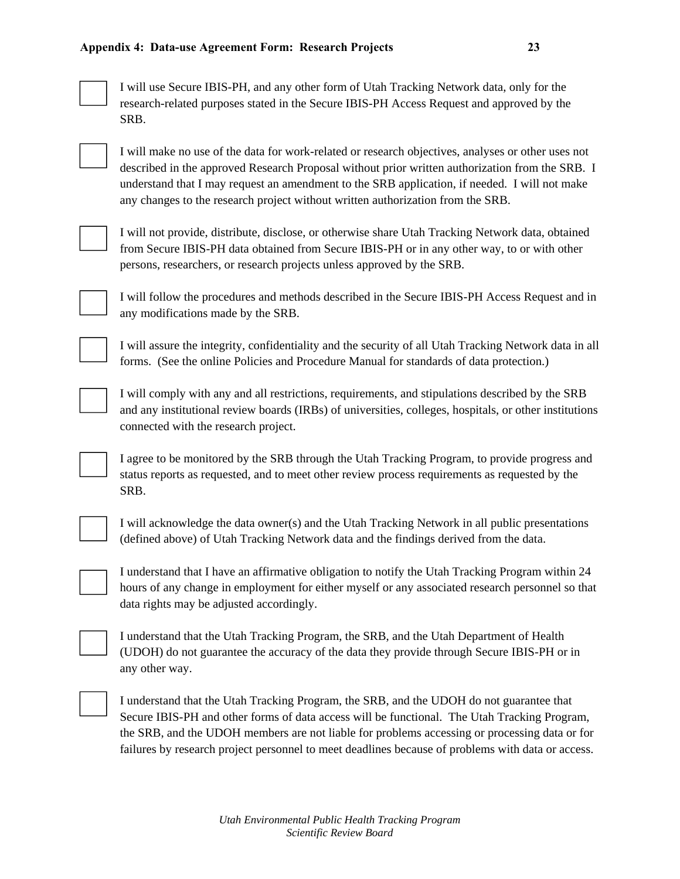- [ ] I will use Secure IBIS-PH, and any other form of Utah Tracking Network data, only for the research-related purposes stated in the Secure IBIS-PH Access Request and approved by the SRB.

- [ ] I will make no use of the data for work-related or research objectives, analyses or other uses not described in the approved Research Proposal without prior written authorization from the SRB. I understand that I may request an amendment to the SRB application, if needed. I will not make any changes to the research project without written authorization from the SRB.

- [ ] I will not provide, distribute, disclose, or otherwise share Utah Tracking Network data, obtained from Secure IBIS-PH data obtained from Secure IBIS-PH or in any other way, to or with other persons, researchers, or research projects unless approved by the SRB.

- [ ] I will follow the procedures and methods described in the Secure IBIS-PH Access Request and in any modifications made by the SRB.

- [ ] I will assure the integrity, confidentiality and the security of all Utah Tracking Network data in all forms. (See the online Policies and Procedure Manual for standards of data protection.)

- [ ] I will comply with any and all restrictions, requirements, and stipulations described by the SRB and any institutional review boards (IRBs) of universities, colleges, hospitals, or other institutions connected with the research project.

- [ ] I agree to be monitored by the SRB through the Utah Tracking Program, to provide progress and status reports as requested, and to meet other review process requirements as requested by the SRB.

- [ ] I will acknowledge the data owner(s) and the Utah Tracking Network in all public presentations (defined above) of Utah Tracking Network data and the findings derived from the data.

- [ ] I understand that I have an affirmative obligation to notify the Utah Tracking Program within 24 hours of any change in employment for either myself or any associated research personnel so that data rights may be adjusted accordingly.

- [ ] I understand that the Utah Tracking Program, the SRB, and the Utah Department of Health (UDOH) do not guarantee the accuracy of the data they provide through Secure IBIS-PH or in any other way.

- [ ] I understand that the Utah Tracking Program, the SRB, and the UDOH do not guarantee that Secure IBIS-PH and other forms of data access will be functional. The Utah Tracking Program, the SRB, and the UDOH members are not liable for problems accessing or processing data or for failures by research project personnel to meet deadlines because of problems with data or access.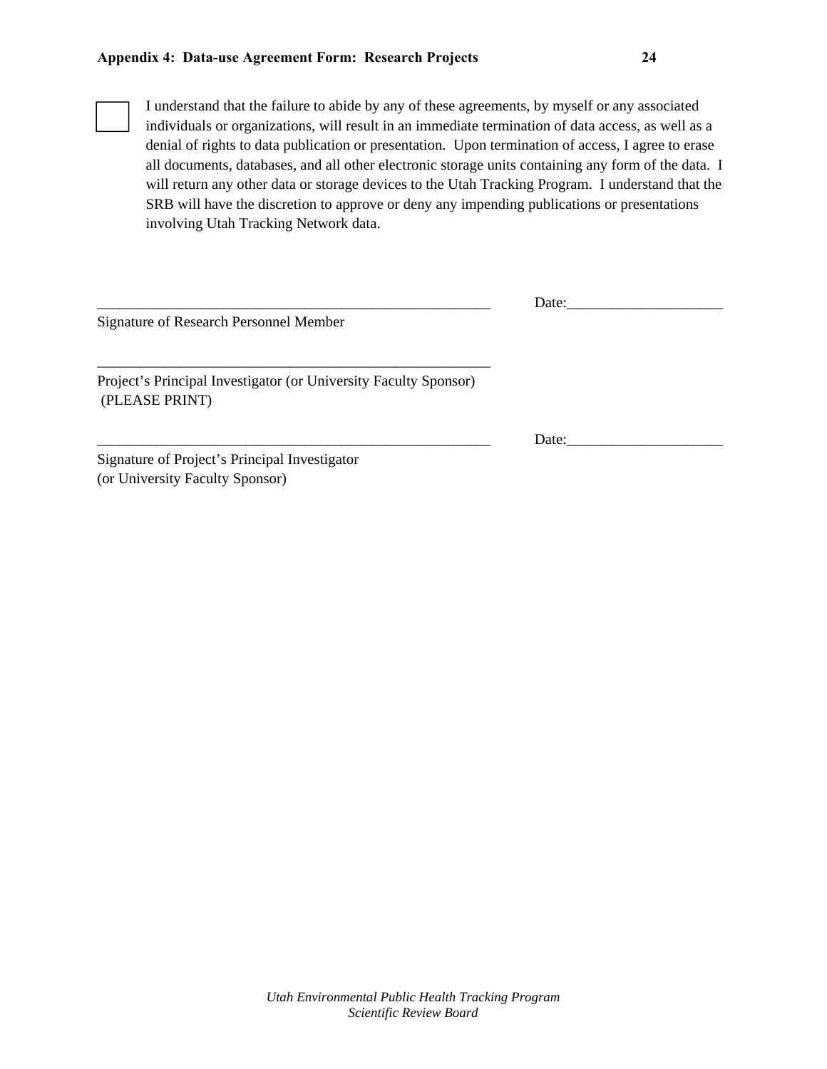☐ I understand that the failure to abide by any of these agreements, by myself or any associated individuals or organizations, will result in an immediate termination of data access, as well as a denial of rights to data publication or presentation. Upon termination of access, I agree to erase all documents, databases, and all other electronic storage units containing any form of the data. I will return any other data or storage devices to the Utah Tracking Program. I understand that the SRB will have the discretion to approve or deny any impending publications or presentations involving Utah Tracking Network data.

_______________________________________________________ Date:_____________________

Signature of Research Personnel Member

_______________________________________________________

Project's Principal Investigator (or University Faculty Sponsor)
(PLEASE PRINT)

_______________________________________________________ Date:_____________________

Signature of Project's Principal Investigator
(or University Faculty Sponsor)